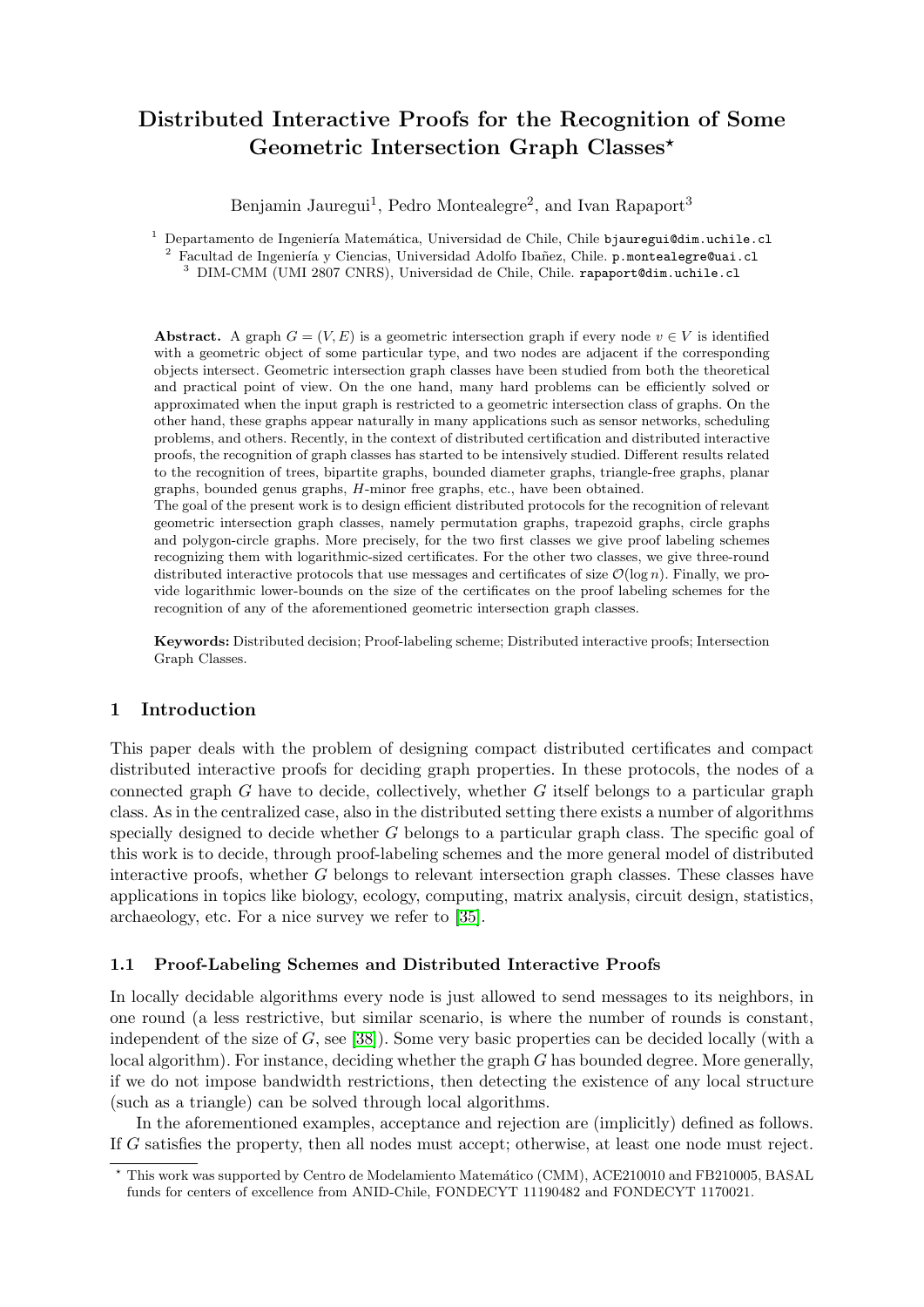# Distributed Interactive Proofs for the Recognition of Some Geometric Intersection Graph Classes*

Benjamin Jauregui[1], Pedro Montealegre[2], and Ivan Rapaport[3]

[1] Departamento de Ingeniería Matemática, Universidad de Chile, Chile bjauregui@dim.uchile.cl
[2] Facultad de Ingeniería y Ciencias, Universidad Adolfo Ibañez, Chile. p.montealegre@uai.cl
[3] DIM-CMM (UMI 2807 CNRS), Universidad de Chile, Chile. rapaport@dim.uchile.cl

**Abstract.** A graph $G = (V, E)$ is a geometric intersection graph if every node $v \in V$ is identified with a geometric object of some particular type, and two nodes are adjacent if the corresponding objects intersect. Geometric intersection graph classes have been studied from both the theoretical and practical point of view. On the one hand, many hard problems can be efficiently solved or approximated when the input graph is restricted to a geometric intersection class of graphs. On the other hand, these graphs appear naturally in many applications such as sensor networks, scheduling problems, and others. Recently, in the context of distributed certification and distributed interactive proofs, the recognition of graph classes has started to be intensively studied. Different results related to the recognition of trees, bipartite graphs, bounded diameter graphs, triangle-free graphs, planar graphs, bounded genus graphs, $H$-minor free graphs, etc., have been obtained.
The goal of the present work is to design efficient distributed protocols for the recognition of relevant geometric intersection graph classes, namely permutation graphs, trapezoid graphs, circle graphs and polygon-circle graphs. More precisely, for the two first classes we give proof labeling schemes recognizing them with logarithmic-sized certificates. For the other two classes, we give three-round distributed interactive protocols that use messages and certificates of size $\mathcal{O}(\log n)$. Finally, we provide logarithmic lower-bounds on the size of the certificates on the proof labeling schemes for the recognition of any of the aforementioned geometric intersection graph classes.

**Keywords:** Distributed decision; Proof-labeling scheme; Distributed interactive proofs; Intersection Graph Classes.

## 1 Introduction

This paper deals with the problem of designing compact distributed certificates and compact distributed interactive proofs for deciding graph properties. In these protocols, the nodes of a connected graph $G$ have to decide, collectively, whether $G$ itself belongs to a particular graph class. As in the centralized case, also in the distributed setting there exists a number of algorithms specially designed to decide whether $G$ belongs to a particular graph class. The specific goal of this work is to decide, through proof-labeling schemes and the more general model of distributed interactive proofs, whether $G$ belongs to relevant intersection graph classes. These classes have applications in topics like biology, ecology, computing, matrix analysis, circuit design, statistics, archaeology, etc. For a nice survey we refer to [35].

### 1.1 Proof-Labeling Schemes and Distributed Interactive Proofs

In locally decidable algorithms every node is just allowed to send messages to its neighbors, in one round (a less restrictive, but similar scenario, is where the number of rounds is constant, independent of the size of $G$, see [38]). Some very basic properties can be decided locally (with a local algorithm). For instance, deciding whether the graph $G$ has bounded degree. More generally, if we do not impose bandwidth restrictions, then detecting the existence of any local structure (such as a triangle) can be solved through local algorithms.

In the aforementioned examples, acceptance and rejection are (implicitly) defined as follows. If $G$ satisfies the property, then all nodes must accept; otherwise, at least one node must reject.

* This work was supported by Centro de Modelamiento Matemático (CMM), ACE210010 and FB210005, BASAL funds for centers of excellence from ANID-Chile, FONDECYT 11190482 and FONDECYT 1170021.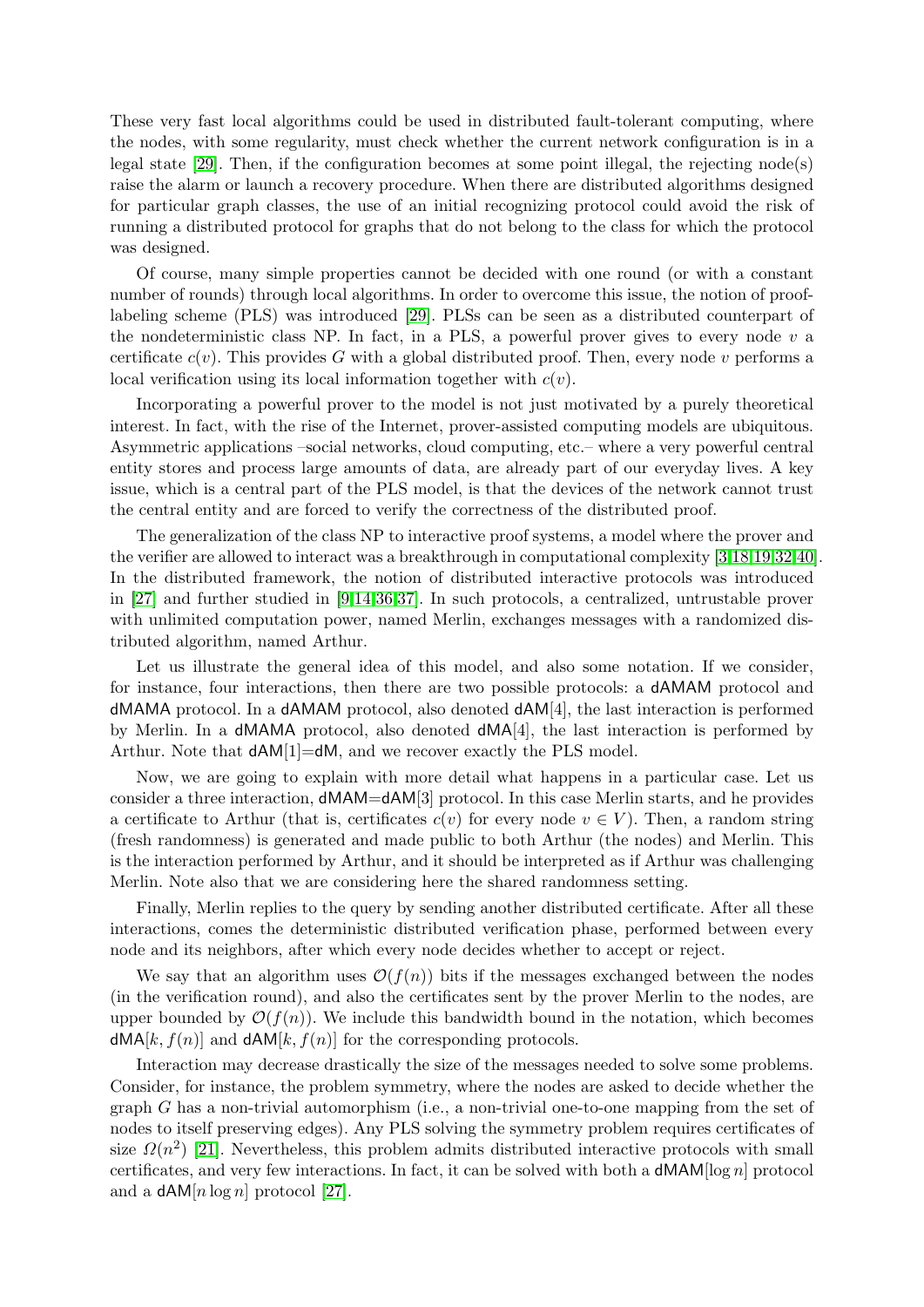These very fast local algorithms could be used in distributed fault-tolerant computing, where the nodes, with some regularity, must check whether the current network configuration is in a legal state [29]. Then, if the configuration becomes at some point illegal, the rejecting node(s) raise the alarm or launch a recovery procedure. When there are distributed algorithms designed for particular graph classes, the use of an initial recognizing protocol could avoid the risk of running a distributed protocol for graphs that do not belong to the class for which the protocol was designed.

Of course, many simple properties cannot be decided with one round (or with a constant number of rounds) through local algorithms. In order to overcome this issue, the notion of proof-labeling scheme (PLS) was introduced [29]. PLSs can be seen as a distributed counterpart of the nondeterministic class NP. In fact, in a PLS, a powerful prover gives to every node $v$ a certificate $c(v)$. This provides $G$ with a global distributed proof. Then, every node $v$ performs a local verification using its local information together with $c(v)$.

Incorporating a powerful prover to the model is not just motivated by a purely theoretical interest. In fact, with the rise of the Internet, prover-assisted computing models are ubiquitous. Asymmetric applications –social networks, cloud computing, etc.– where a very powerful central entity stores and process large amounts of data, are already part of our everyday lives. A key issue, which is a central part of the PLS model, is that the devices of the network cannot trust the central entity and are forced to verify the correctness of the distributed proof.

The generalization of the class NP to interactive proof systems, a model where the prover and the verifier are allowed to interact was a breakthrough in computational complexity [3,18,19,32,40]. In the distributed framework, the notion of distributed interactive protocols was introduced in [27] and further studied in [9,14,36,37]. In such protocols, a centralized, untrustable prover with unlimited computation power, named Merlin, exchanges messages with a randomized distributed algorithm, named Arthur.

Let us illustrate the general idea of this model, and also some notation. If we consider, for instance, four interactions, then there are two possible protocols: a dAMAM protocol and dMAMA protocol. In a dAMAM protocol, also denoted dAM[4], the last interaction is performed by Merlin. In a dMAMA protocol, also denoted dMA[4], the last interaction is performed by Arthur. Note that dAM[1]=dM, and we recover exactly the PLS model.

Now, we are going to explain with more detail what happens in a particular case. Let us consider a three interaction, dMAM=dAM[3] protocol. In this case Merlin starts, and he provides a certificate to Arthur (that is, certificates $c(v)$ for every node $v \in V$). Then, a random string (fresh randomness) is generated and made public to both Arthur (the nodes) and Merlin. This is the interaction performed by Arthur, and it should be interpreted as if Arthur was challenging Merlin. Note also that we are considering here the shared randomness setting.

Finally, Merlin replies to the query by sending another distributed certificate. After all these interactions, comes the deterministic distributed verification phase, performed between every node and its neighbors, after which every node decides whether to accept or reject.

We say that an algorithm uses $\mathcal{O}(f(n))$ bits if the messages exchanged between the nodes (in the verification round), and also the certificates sent by the prover Merlin to the nodes, are upper bounded by $\mathcal{O}(f(n))$. We include this bandwidth bound in the notation, which becomes dMA$[k, f(n)]$ and dAM$[k, f(n)]$ for the corresponding protocols.

Interaction may decrease drastically the size of the messages needed to solve some problems. Consider, for instance, the problem symmetry, where the nodes are asked to decide whether the graph $G$ has a non-trivial automorphism (i.e., a non-trivial one-to-one mapping from the set of nodes to itself preserving edges). Any PLS solving the symmetry problem requires certificates of size $\Omega(n^2)$ [21]. Nevertheless, this problem admits distributed interactive protocols with small certificates, and very few interactions. In fact, it can be solved with both a dMAM$[\log n]$ protocol and a dAM$[n \log n]$ protocol [27].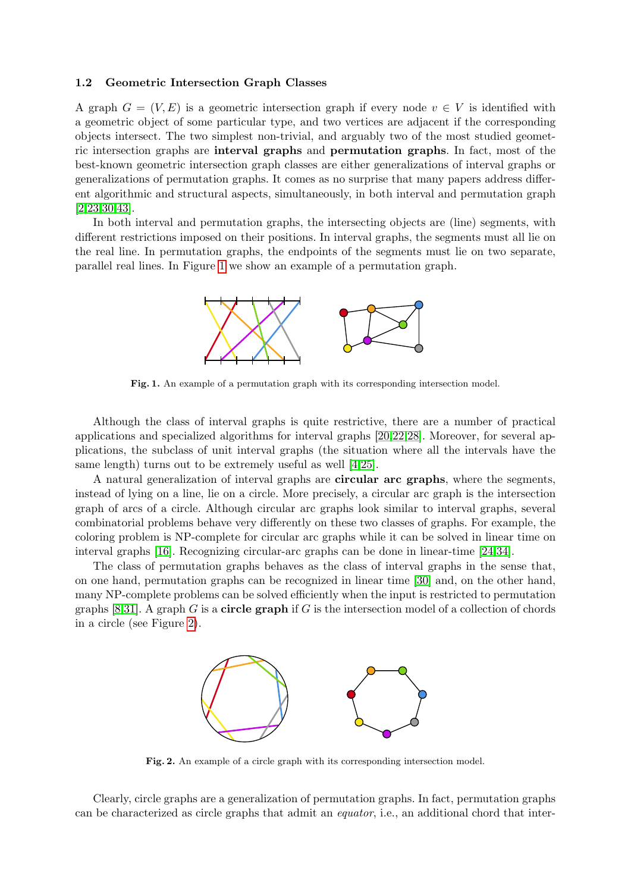### 1.2 Geometric Intersection Graph Classes

A graph $G = (V, E)$ is a geometric intersection graph if every node $v \in V$ is identified with a geometric object of some particular type, and two vertices are adjacent if the corresponding objects intersect. The two simplest non-trivial, and arguably two of the most studied geometric intersection graphs are **interval graphs** and **permutation graphs**. In fact, most of the best-known geometric intersection graph classes are either generalizations of interval graphs or generalizations of permutation graphs. It comes as no surprise that many papers address different algorithmic and structural aspects, simultaneously, in both interval and permutation graph [2,23,30,43].

In both interval and permutation graphs, the intersecting objects are (line) segments, with different restrictions imposed on their positions. In interval graphs, the segments must all lie on the real line. In permutation graphs, the endpoints of the segments must lie on two separate, parallel real lines. In Figure 1 we show an example of a permutation graph.

**Fig. 1.** An example of a permutation graph with its corresponding intersection model.

Although the class of interval graphs is quite restrictive, there are a number of practical applications and specialized algorithms for interval graphs [20,22,28]. Moreover, for several applications, the subclass of unit interval graphs (the situation where all the intervals have the same length) turns out to be extremely useful as well [4,25].

A natural generalization of interval graphs are **circular arc graphs**, where the segments, instead of lying on a line, lie on a circle. More precisely, a circular arc graph is the intersection graph of arcs of a circle. Although circular arc graphs look similar to interval graphs, several combinatorial problems behave very differently on these two classes of graphs. For example, the coloring problem is NP-complete for circular arc graphs while it can be solved in linear time on interval graphs [16]. Recognizing circular-arc graphs can be done in linear-time [24,34].

The class of permutation graphs behaves as the class of interval graphs in the sense that, on one hand, permutation graphs can be recognized in linear time [30] and, on the other hand, many NP-complete problems can be solved efficiently when the input is restricted to permutation graphs [8,31]. A graph $G$ is a **circle graph** if $G$ is the intersection model of a collection of chords in a circle (see Figure 2).

**Fig. 2.** An example of a circle graph with its corresponding intersection model.

Clearly, circle graphs are a generalization of permutation graphs. In fact, permutation graphs can be characterized as circle graphs that admit an *equator*, i.e., an additional chord that inter-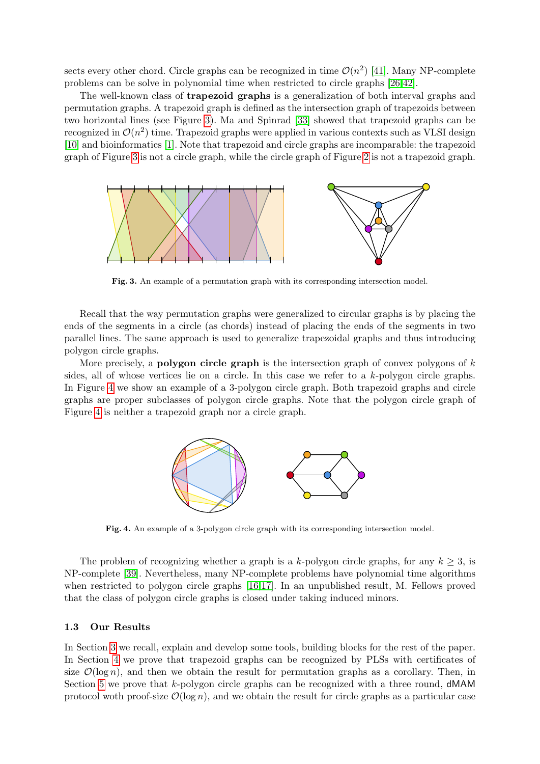sects every other chord. Circle graphs can be recognized in time $\mathcal{O}(n^2)$ [41]. Many NP-complete problems can be solve in polynomial time when restricted to circle graphs [26,42].

The well-known class of **trapezoid graphs** is a generalization of both interval graphs and permutation graphs. A trapezoid graph is defined as the intersection graph of trapezoids between two horizontal lines (see Figure 3). Ma and Spinrad [33] showed that trapezoid graphs can be recognized in $\mathcal{O}(n^2)$ time. Trapezoid graphs were applied in various contexts such as VLSI design [10] and bioinformatics [1]. Note that trapezoid and circle graphs are incomparable: the trapezoid graph of Figure 3 is not a circle graph, while the circle graph of Figure 2 is not a trapezoid graph.

**Fig. 3.** An example of a permutation graph with its corresponding intersection model.

Recall that the way permutation graphs were generalized to circular graphs is by placing the ends of the segments in a circle (as chords) instead of placing the ends of the segments in two parallel lines. The same approach is used to generalize trapezoidal graphs and thus introducing polygon circle graphs.

More precisely, a **polygon circle graph** is the intersection graph of convex polygons of $k$ sides, all of whose vertices lie on a circle. In this case we refer to a $k$-polygon circle graphs. In Figure 4 we show an example of a 3-polygon circle graph. Both trapezoid graphs and circle graphs are proper subclasses of polygon circle graphs. Note that the polygon circle graph of Figure 4 is neither a trapezoid graph nor a circle graph.

**Fig. 4.** An example of a 3-polygon circle graph with its corresponding intersection model.

The problem of recognizing whether a graph is a $k$-polygon circle graphs, for any $k \geq 3$, is NP-complete [39]. Nevertheless, many NP-complete problems have polynomial time algorithms when restricted to polygon circle graphs [16,17]. In an unpublished result, M. Fellows proved that the class of polygon circle graphs is closed under taking induced minors.

### 1.3 Our Results

In Section 3 we recall, explain and develop some tools, building blocks for the rest of the paper. In Section 4 we prove that trapezoid graphs can be recognized by PLSs with certificates of size $\mathcal{O}(\log n)$, and then we obtain the result for permutation graphs as a corollary. Then, in Section 5 we prove that $k$-polygon circle graphs can be recognized with a three round, dMAM protocol woth proof-size $\mathcal{O}(\log n)$, and we obtain the result for circle graphs as a particular case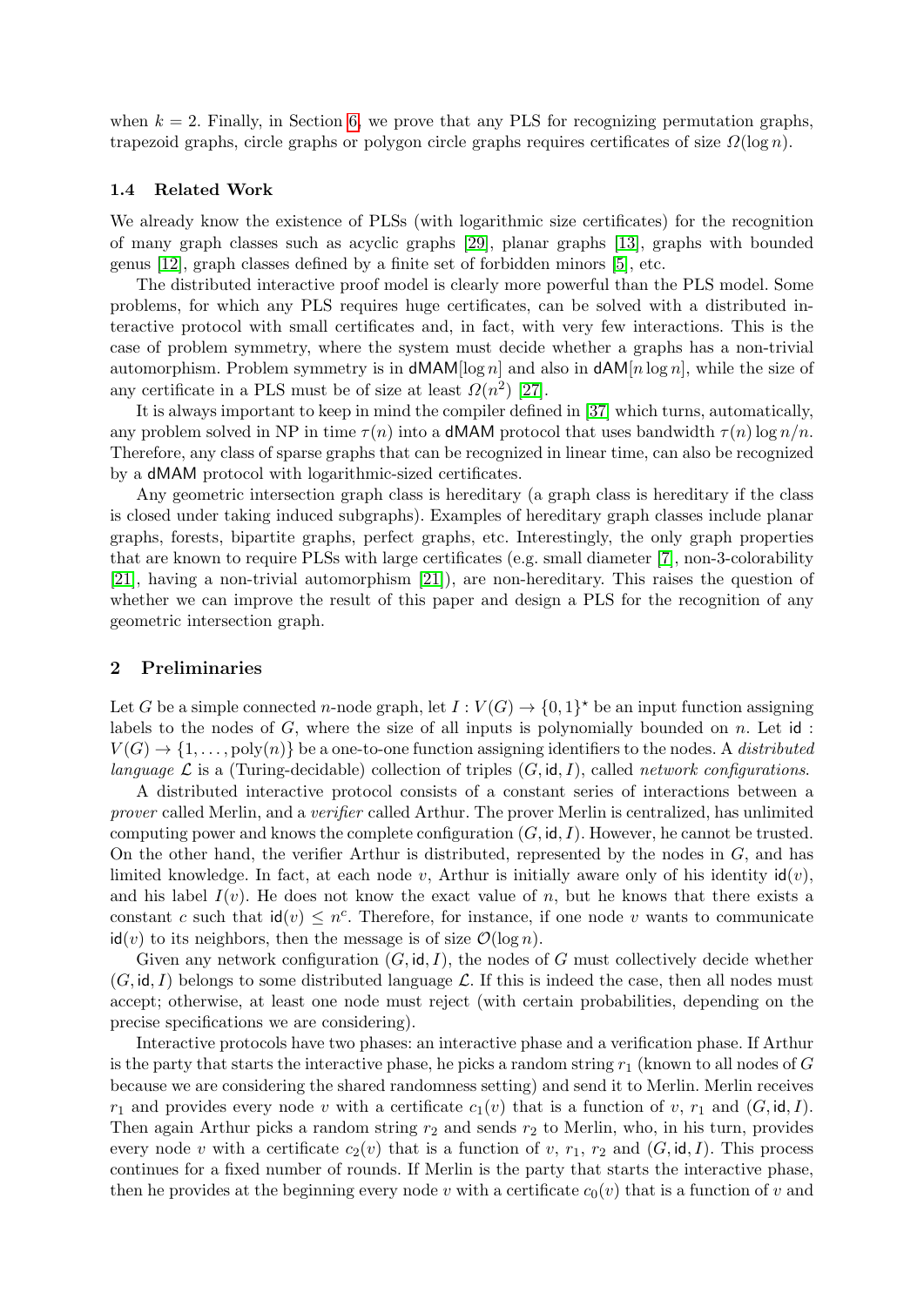when $k = 2$. Finally, in Section 6, we prove that any PLS for recognizing permutation graphs, trapezoid graphs, circle graphs or polygon circle graphs requires certificates of size $\Omega(\log n)$.

### 1.4 Related Work

We already know the existence of PLSs (with logarithmic size certificates) for the recognition of many graph classes such as acyclic graphs [29], planar graphs [13], graphs with bounded genus [12], graph classes defined by a finite set of forbidden minors [5], etc.

The distributed interactive proof model is clearly more powerful than the PLS model. Some problems, for which any PLS requires huge certificates, can be solved with a distributed interactive protocol with small certificates and, in fact, with very few interactions. This is the case of problem symmetry, where the system must decide whether a graphs has a non-trivial automorphism. Problem symmetry is in $\mathsf{dMAM}[\log n]$ and also in $\mathsf{dAM}[n \log n]$, while the size of any certificate in a PLS must be of size at least $\Omega(n^2)$ [27].

It is always important to keep in mind the compiler defined in [37] which turns, automatically, any problem solved in NP in time $\tau(n)$ into a $\mathsf{dMAM}$ protocol that uses bandwidth $\tau(n) \log n/n$. Therefore, any class of sparse graphs that can be recognized in linear time, can also be recognized by a $\mathsf{dMAM}$ protocol with logarithmic-sized certificates.

Any geometric intersection graph class is hereditary (a graph class is hereditary if the class is closed under taking induced subgraphs). Examples of hereditary graph classes include planar graphs, forests, bipartite graphs, perfect graphs, etc. Interestingly, the only graph properties that are known to require PLSs with large certificates (e.g. small diameter [7], non-3-colorability [21], having a non-trivial automorphism [21]), are non-hereditary. This raises the question of whether we can improve the result of this paper and design a PLS for the recognition of any geometric intersection graph.

## 2 Preliminaries

Let $G$ be a simple connected $n$-node graph, let $I : V(G) \to \{0,1\}^\star$ be an input function assigning labels to the nodes of $G$, where the size of all inputs is polynomially bounded on $n$. Let $\mathsf{id} : V(G) \to \{1, \dots, \mathrm{poly}(n)\}$ be a one-to-one function assigning identifiers to the nodes. A *distributed language* $\mathcal{L}$ is a (Turing-decidable) collection of triples $(G, \mathsf{id}, I)$, called *network configurations*.

A distributed interactive protocol consists of a constant series of interactions between a *prover* called Merlin, and a *verifier* called Arthur. The prover Merlin is centralized, has unlimited computing power and knows the complete configuration $(G, \mathsf{id}, I)$. However, he cannot be trusted. On the other hand, the verifier Arthur is distributed, represented by the nodes in $G$, and has limited knowledge. In fact, at each node $v$, Arthur is initially aware only of his identity $\mathsf{id}(v)$, and his label $I(v)$. He does not know the exact value of $n$, but he knows that there exists a constant $c$ such that $\mathsf{id}(v) \le n^c$. Therefore, for instance, if one node $v$ wants to communicate $\mathsf{id}(v)$ to its neighbors, then the message is of size $\mathcal{O}(\log n)$.

Given any network configuration $(G, \mathsf{id}, I)$, the nodes of $G$ must collectively decide whether $(G, \mathsf{id}, I)$ belongs to some distributed language $\mathcal{L}$. If this is indeed the case, then all nodes must accept; otherwise, at least one node must reject (with certain probabilities, depending on the precise specifications we are considering).

Interactive protocols have two phases: an interactive phase and a verification phase. If Arthur is the party that starts the interactive phase, he picks a random string $r_1$ (known to all nodes of $G$ because we are considering the shared randomness setting) and send it to Merlin. Merlin receives $r_1$ and provides every node $v$ with a certificate $c_1(v)$ that is a function of $v$, $r_1$ and $(G, \mathsf{id}, I)$. Then again Arthur picks a random string $r_2$ and sends $r_2$ to Merlin, who, in his turn, provides every node $v$ with a certificate $c_2(v)$ that is a function of $v$, $r_1$, $r_2$ and $(G, \mathsf{id}, I)$. This process continues for a fixed number of rounds. If Merlin is the party that starts the interactive phase, then he provides at the beginning every node $v$ with a certificate $c_0(v)$ that is a function of $v$ and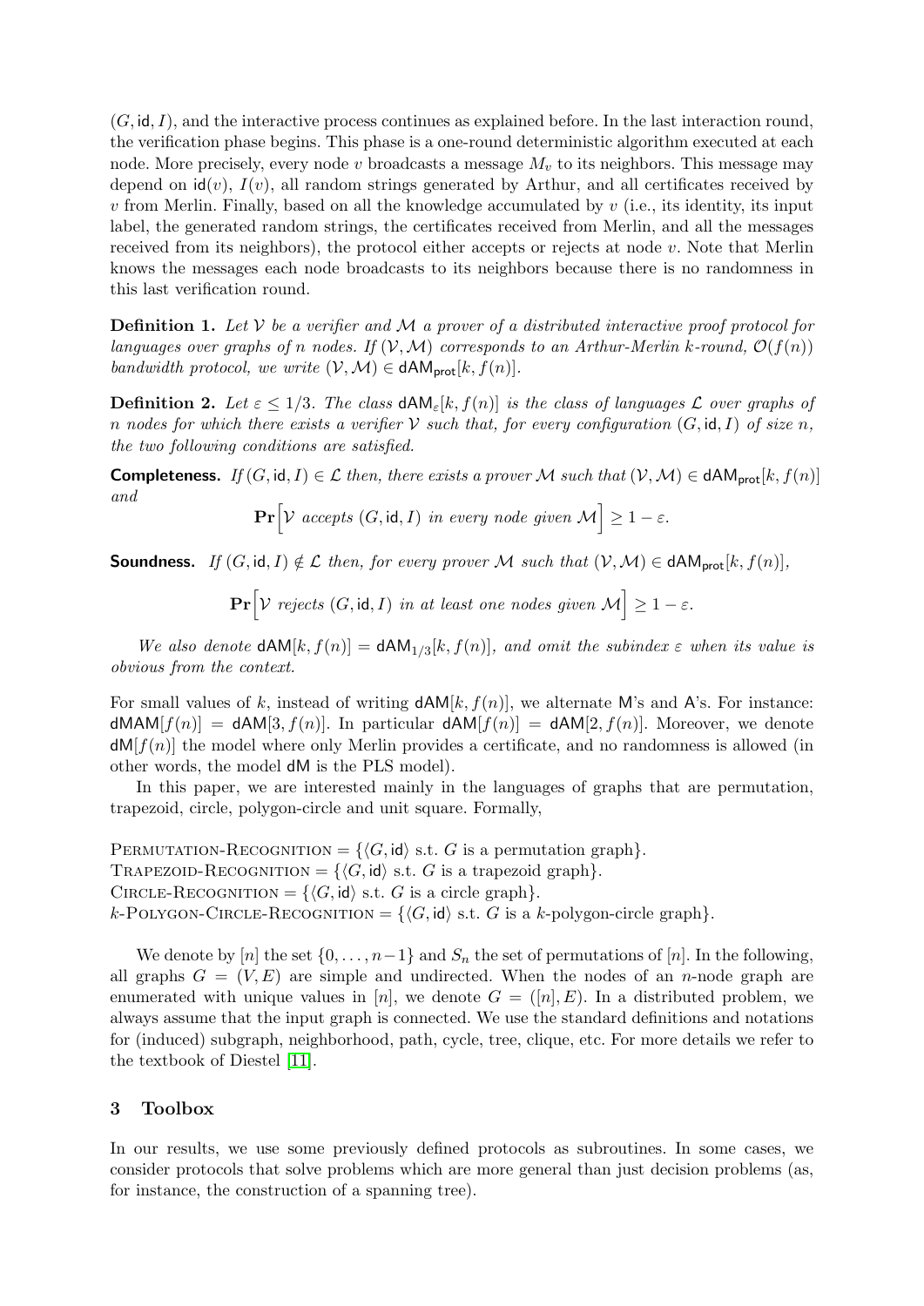$(G, \mathsf{id}, I)$, and the interactive process continues as explained before. In the last interaction round, the verification phase begins. This phase is a one-round deterministic algorithm executed at each node. More precisely, every node $v$ broadcasts a message $M_v$ to its neighbors. This message may depend on $\mathsf{id}(v)$, $I(v)$, all random strings generated by Arthur, and all certificates received by $v$ from Merlin. Finally, based on all the knowledge accumulated by $v$ (i.e., its identity, its input label, the generated random strings, the certificates received from Merlin, and all the messages received from its neighbors), the protocol either accepts or rejects at node $v$. Note that Merlin knows the messages each node broadcasts to its neighbors because there is no randomness in this last verification round.

**Definition 1.** *Let $\mathcal{V}$ be a verifier and $\mathcal{M}$ a prover of a distributed interactive proof protocol for languages over graphs of $n$ nodes. If $(\mathcal{V}, \mathcal{M})$ corresponds to an Arthur-Merlin $k$-round, $\mathcal{O}(f(n))$ bandwidth protocol, we write $(\mathcal{V}, \mathcal{M}) \in \mathsf{dAM}_{\mathsf{prot}}[k, f(n)]$.*

**Definition 2.** *Let $\varepsilon \leq 1/3$. The class $\mathsf{dAM}_{\varepsilon}[k, f(n)]$ is the class of languages $\mathcal{L}$ over graphs of $n$ nodes for which there exists a verifier $\mathcal{V}$ such that, for every configuration $(G, \mathsf{id}, I)$ of size $n$, the two following conditions are satisfied.*

**Completeness.** *If $(G, \mathsf{id}, I) \in \mathcal{L}$ then, there exists a prover $\mathcal{M}$ such that $(\mathcal{V}, \mathcal{M}) \in \mathsf{dAM}_{\mathsf{prot}}[k, f(n)]$ and*

$$\mathbf{Pr}\Big[\mathcal{V} \text{ accepts } (G, \mathsf{id}, I) \text{ in every node given } \mathcal{M}\Big] \geq 1 - \varepsilon.$$

**Soundness.** *If $(G, \mathsf{id}, I) \notin \mathcal{L}$ then, for every prover $\mathcal{M}$ such that $(\mathcal{V}, \mathcal{M}) \in \mathsf{dAM}_{\mathsf{prot}}[k, f(n)]$,*

$$\mathbf{Pr}\Big[\mathcal{V} \text{ rejects } (G, \mathsf{id}, I) \text{ in at least one nodes given } \mathcal{M}\Big] \geq 1 - \varepsilon.$$

*We also denote $\mathsf{dAM}[k, f(n)] = \mathsf{dAM}_{1/3}[k, f(n)]$, and omit the subindex $\varepsilon$ when its value is obvious from the context.*

For small values of $k$, instead of writing $\mathsf{dAM}[k, f(n)]$, we alternate M's and A's. For instance: $\mathsf{dMAM}[f(n)] = \mathsf{dAM}[3, f(n)]$. In particular $\mathsf{dAM}[f(n)] = \mathsf{dAM}[2, f(n)]$. Moreover, we denote $\mathsf{dM}[f(n)]$ the model where only Merlin provides a certificate, and no randomness is allowed (in other words, the model $\mathsf{dM}$ is the PLS model).

In this paper, we are interested mainly in the languages of graphs that are permutation, trapezoid, circle, polygon-circle and unit square. Formally,

Permutation-Recognition $= \{\langle G, \mathsf{id}\rangle$ s.t. $G$ is a permutation graph$\}$.
Trapezoid-Recognition $= \{\langle G, \mathsf{id}\rangle$ s.t. $G$ is a trapezoid graph$\}$.
Circle-Recognition $= \{\langle G, \mathsf{id}\rangle$ s.t. $G$ is a circle graph$\}$.
$k$-Polygon-Circle-Recognition $= \{\langle G, \mathsf{id}\rangle$ s.t. $G$ is a $k$-polygon-circle graph$\}$.

We denote by $[n]$ the set $\{0, \ldots, n-1\}$ and $S_n$ the set of permutations of $[n]$. In the following, all graphs $G = (V, E)$ are simple and undirected. When the nodes of an $n$-node graph are enumerated with unique values in $[n]$, we denote $G = ([n], E)$. In a distributed problem, we always assume that the input graph is connected. We use the standard definitions and notations for (induced) subgraph, neighborhood, path, cycle, tree, clique, etc. For more details we refer to the textbook of Diestel [11].

## 3 Toolbox

In our results, we use some previously defined protocols as subroutines. In some cases, we consider protocols that solve problems which are more general than just decision problems (as, for instance, the construction of a spanning tree).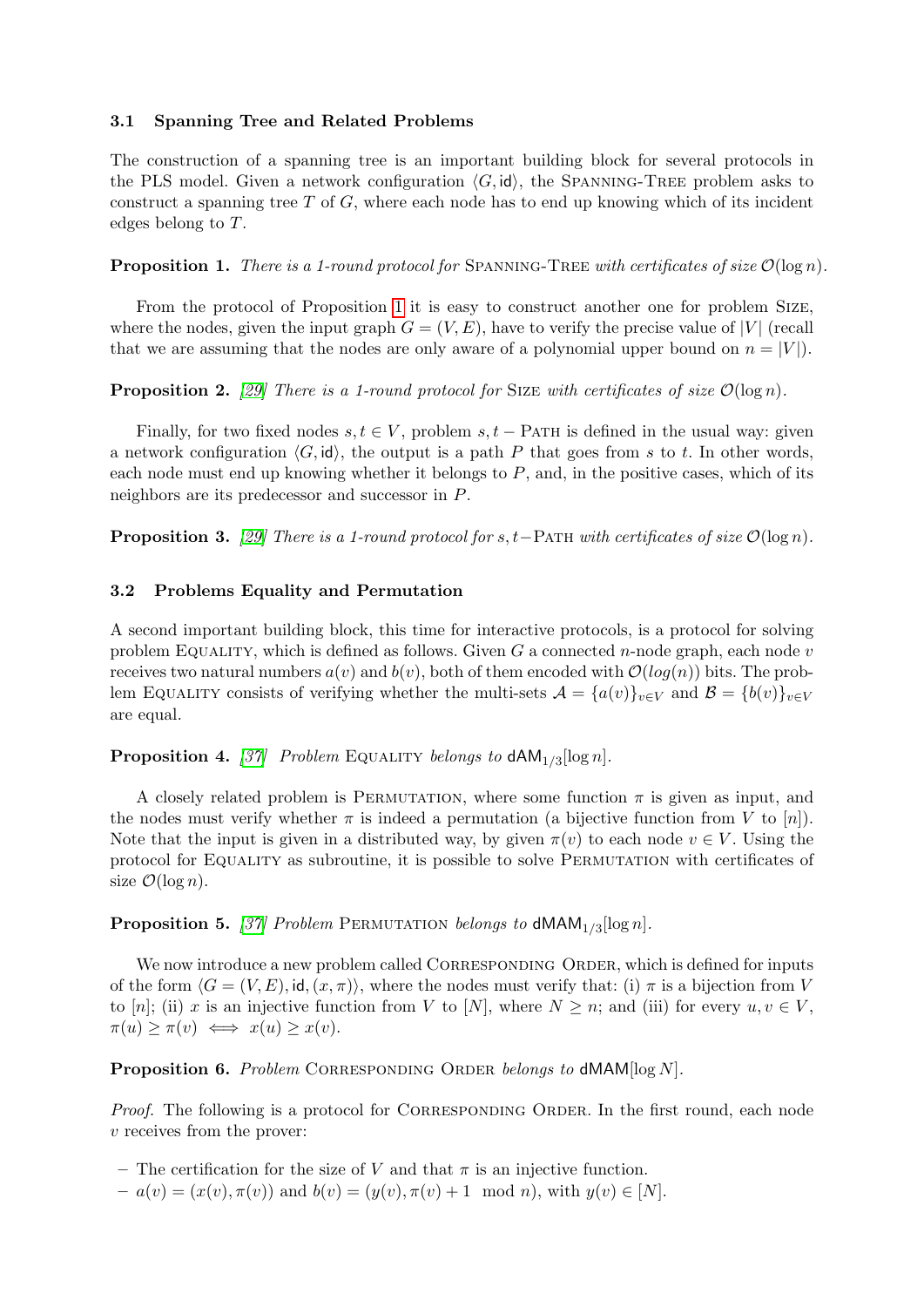### 3.1 Spanning Tree and Related Problems

The construction of a spanning tree is an important building block for several protocols in the PLS model. Given a network configuration $\langle G, \mathsf{id} \rangle$, the Spanning-Tree problem asks to construct a spanning tree $T$ of $G$, where each node has to end up knowing which of its incident edges belong to $T$.

**Proposition 1.** *There is a 1-round protocol for* Spanning-Tree *with certificates of size* $\mathcal{O}(\log n)$*.*

From the protocol of Proposition 1 it is easy to construct another one for problem Size, where the nodes, given the input graph $G = (V, E)$, have to verify the precise value of $|V|$ (recall that we are assuming that the nodes are only aware of a polynomial upper bound on $n = |V|$).

**Proposition 2.** *[29] There is a 1-round protocol for* Size *with certificates of size* $\mathcal{O}(\log n)$*.*

Finally, for two fixed nodes $s, t \in V$, problem $s, t-$Path is defined in the usual way: given a network configuration $\langle G, \mathsf{id} \rangle$, the output is a path $P$ that goes from $s$ to $t$. In other words, each node must end up knowing whether it belongs to $P$, and, in the positive cases, which of its neighbors are its predecessor and successor in $P$.

**Proposition 3.** *[29] There is a 1-round protocol for* $s, t-$Path *with certificates of size* $\mathcal{O}(\log n)$*.*

### 3.2 Problems Equality and Permutation

A second important building block, this time for interactive protocols, is a protocol for solving problem Equality, which is defined as follows. Given $G$ a connected $n$-node graph, each node $v$ receives two natural numbers $a(v)$ and $b(v)$, both of them encoded with $\mathcal{O}(log(n))$ bits. The problem Equality consists of verifying whether the multi-sets $\mathcal{A} = \{a(v)\}_{v \in V}$ and $\mathcal{B} = \{b(v)\}_{v \in V}$ are equal.

**Proposition 4.** *[37] Problem* Equality *belongs to* $\mathsf{dAM}_{1/3}[\log n]$*.*

A closely related problem is Permutation, where some function $\pi$ is given as input, and the nodes must verify whether $\pi$ is indeed a permutation (a bijective function from $V$ to $[n]$). Note that the input is given in a distributed way, by given $\pi(v)$ to each node $v \in V$. Using the protocol for Equality as subroutine, it is possible to solve Permutation with certificates of size $\mathcal{O}(\log n)$.

**Proposition 5.** *[37] Problem* Permutation *belongs to* $\mathsf{dMAM}_{1/3}[\log n]$*.*

We now introduce a new problem called Corresponding Order, which is defined for inputs of the form $\langle G = (V, E), \mathsf{id}, (x, \pi) \rangle$, where the nodes must verify that: (i) $\pi$ is a bijection from $V$ to $[n]$; (ii) $x$ is an injective function from $V$ to $[N]$, where $N \geq n$; and (iii) for every $u, v \in V$, $\pi(u) \geq \pi(v) \iff x(u) \geq x(v)$.

**Proposition 6.** *Problem* Corresponding Order *belongs to* $\mathsf{dMAM}[\log N]$*.*

*Proof.* The following is a protocol for Corresponding Order. In the first round, each node $v$ receives from the prover:

- The certification for the size of $V$ and that $\pi$ is an injective function.
- $a(v) = (x(v), \pi(v))$ and $b(v) = (y(v), \pi(v) + 1 \mod n)$, with $y(v) \in [N]$.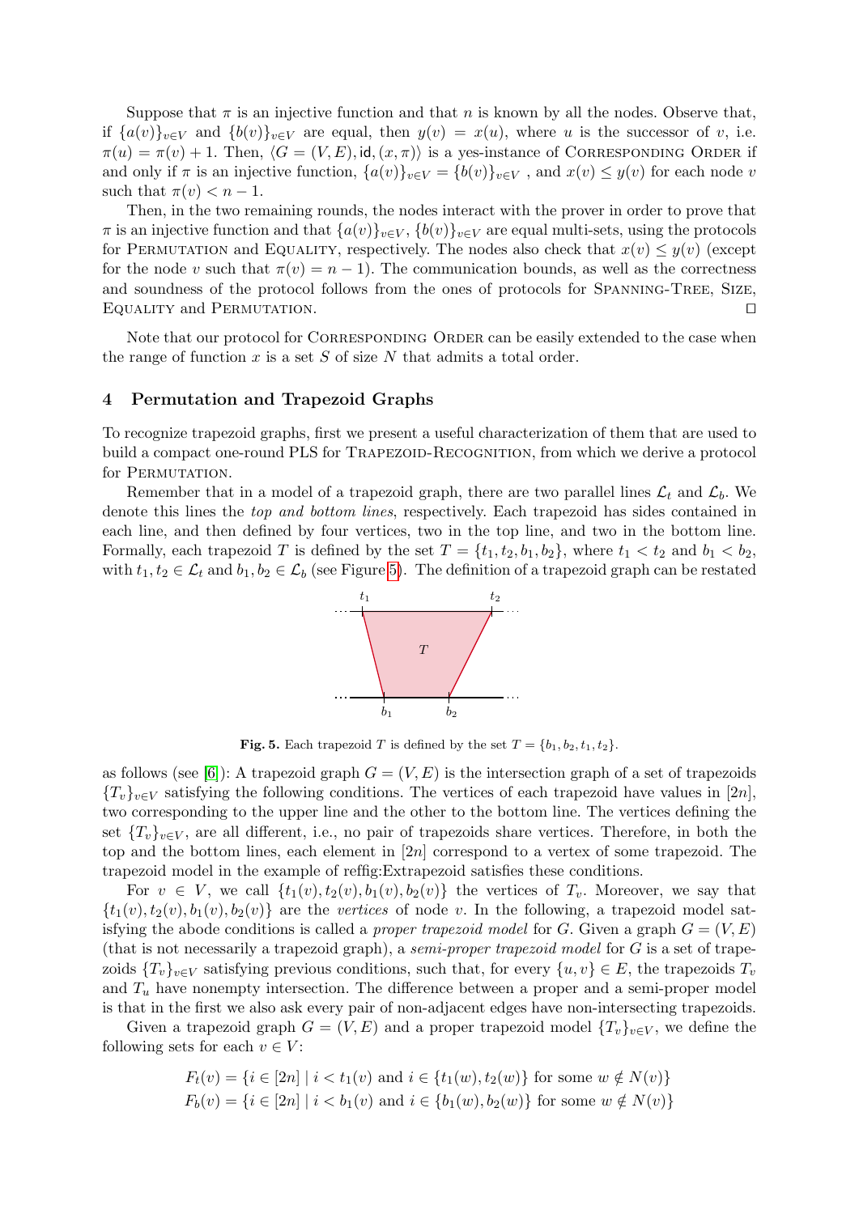Suppose that $\pi$ is an injective function and that $n$ is known by all the nodes. Observe that, if $\{a(v)\}_{v\in V}$ and $\{b(v)\}_{v\in V}$ are equal, then $y(v) = x(u)$, where $u$ is the successor of $v$, i.e. $\pi(u) = \pi(v) + 1$. Then, $\langle G = (V, E), \mathsf{id}, (x, \pi)\rangle$ is a yes-instance of Corresponding Order if and only if $\pi$ is an injective function, $\{a(v)\}_{v\in V} = \{b(v)\}_{v\in V}$ , and $x(v) \leq y(v)$ for each node $v$ such that $\pi(v) < n - 1$.

Then, in the two remaining rounds, the nodes interact with the prover in order to prove that $\pi$ is an injective function and that $\{a(v)\}_{v\in V}$, $\{b(v)\}_{v\in V}$ are equal multi-sets, using the protocols for Permutation and Equality, respectively. The nodes also check that $x(v) \leq y(v)$ (except for the node $v$ such that $\pi(v) = n-1$). The communication bounds, as well as the correctness and soundness of the protocol follows from the ones of protocols for Spanning-Tree, Size, Equality and Permutation. □

Note that our protocol for Corresponding Order can be easily extended to the case when the range of function $x$ is a set $S$ of size $N$ that admits a total order.

## 4 Permutation and Trapezoid Graphs

To recognize trapezoid graphs, first we present a useful characterization of them that are used to build a compact one-round PLS for Trapezoid-Recognition, from which we derive a protocol for Permutation.

Remember that in a model of a trapezoid graph, there are two parallel lines $\mathcal{L}_t$ and $\mathcal{L}_b$. We denote this lines the *top and bottom lines*, respectively. Each trapezoid has sides contained in each line, and then defined by four vertices, two in the top line, and two in the bottom line. Formally, each trapezoid $T$ is defined by the set $T = \{t_1, t_2, b_1, b_2\}$, where $t_1 < t_2$ and $b_1 < b_2$, with $t_1, t_2 \in \mathcal{L}_t$ and $b_1, b_2 \in \mathcal{L}_b$ (see Figure 5). The definition of a trapezoid graph can be restated as follows (see [6]): A trapezoid graph $G = (V, E)$ is the intersection graph of a set of trapezoids $\{T_v\}_{v\in V}$ satisfying the following conditions. The vertices of each trapezoid have values in $[2n]$, two corresponding to the upper line and the other to the bottom line. The vertices defining the set $\{T_v\}_{v\in V}$, are all different, i.e., no pair of trapezoids share vertices. Therefore, in both the top and the bottom lines, each element in $[2n]$ correspond to a vertex of some trapezoid. The trapezoid model in the example of reffig:Extrapezoid satisfies these conditions.

**Fig. 5.** Each trapezoid $T$ is defined by the set $T = \{b_1, b_2, t_1, t_2\}$.

For $v \in V$, we call $\{t_1(v), t_2(v), b_1(v), b_2(v)\}$ the vertices of $T_v$. Moreover, we say that $\{t_1(v), t_2(v), b_1(v), b_2(v)\}$ are the *vertices* of node $v$. In the following, a trapezoid model satisfying the abode conditions is called a *proper trapezoid model* for $G$. Given a graph $G = (V, E)$ (that is not necessarily a trapezoid graph), a *semi-proper trapezoid model* for $G$ is a set of trapezoids $\{T_v\}_{v\in V}$ satisfying previous conditions, such that, for every $\{u, v\} \in E$, the trapezoids $T_v$ and $T_u$ have nonempty intersection. The difference between a proper and a semi-proper model is that in the first we also ask every pair of non-adjacent edges have non-intersecting trapezoids.

Given a trapezoid graph $G = (V, E)$ and a proper trapezoid model $\{T_v\}_{v\in V}$, we define the following sets for each $v \in V$:

$$F_t(v) = \{i \in [2n] \mid i < t_1(v) \text{ and } i \in \{t_1(w), t_2(w)\} \text{ for some } w \notin N(v)\}$$
$$F_b(v) = \{i \in [2n] \mid i < b_1(v) \text{ and } i \in \{b_1(w), b_2(w)\} \text{ for some } w \notin N(v)\}$$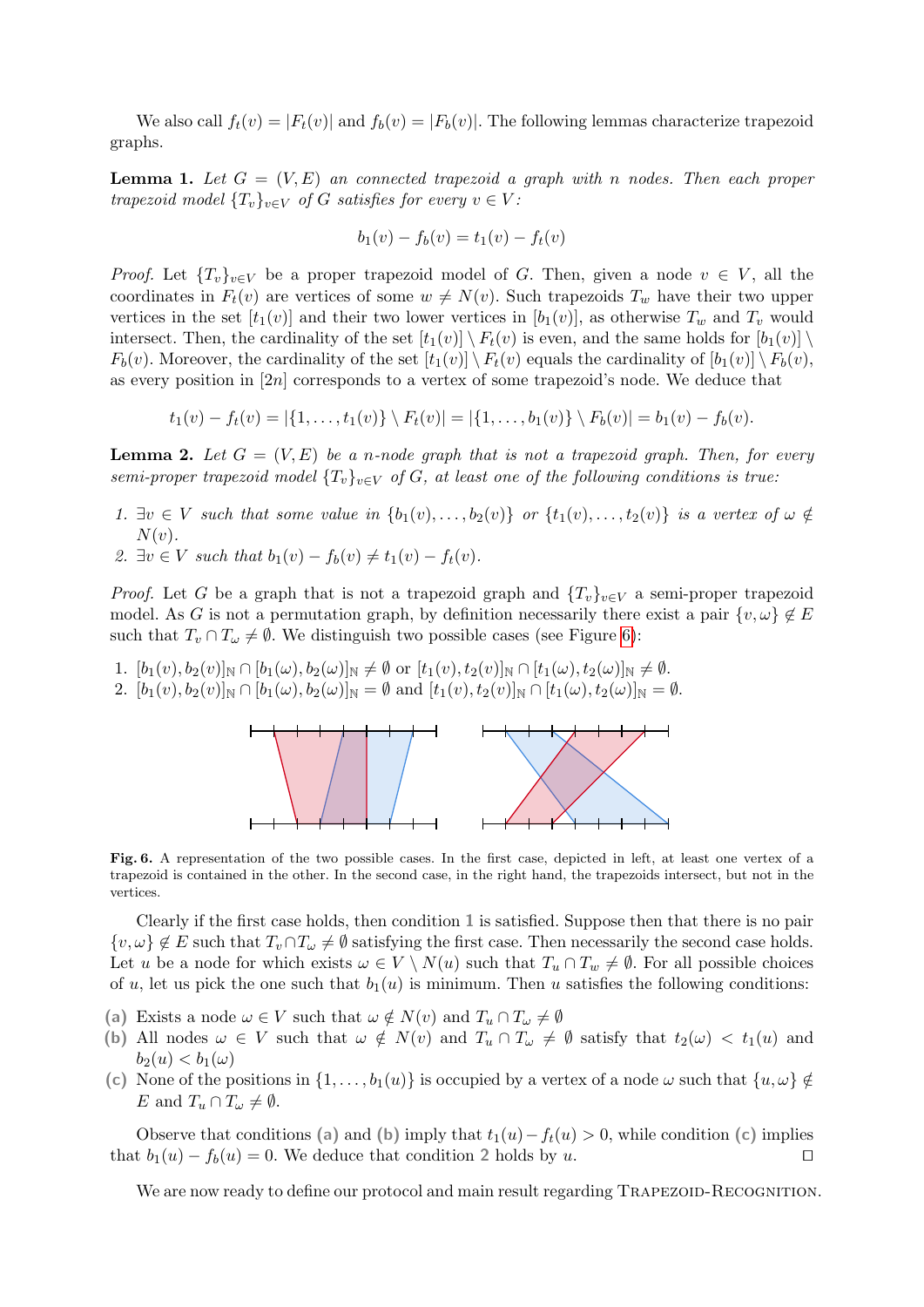We also call $f_t(v) = |F_t(v)|$ and $f_b(v) = |F_b(v)|$. The following lemmas characterize trapezoid graphs.

**Lemma 1.** *Let $G = (V, E)$ an connected trapezoid a graph with $n$ nodes. Then each proper trapezoid model $\{T_v\}_{v \in V}$ of $G$ satisfies for every $v \in V$:*

$$b_1(v) - f_b(v) = t_1(v) - f_t(v)$$

*Proof.* Let $\{T_v\}_{v \in V}$ be a proper trapezoid model of $G$. Then, given a node $v \in V$, all the coordinates in $F_t(v)$ are vertices of some $w \neq N(v)$. Such trapezoids $T_w$ have their two upper vertices in the set $[t_1(v)]$ and their two lower vertices in $[b_1(v)]$, as otherwise $T_w$ and $T_v$ would intersect. Then, the cardinality of the set $[t_1(v)] \setminus F_t(v)$ is even, and the same holds for $[b_1(v)] \setminus F_b(v)$. Moreover, the cardinality of the set $[t_1(v)] \setminus F_t(v)$ equals the cardinality of $[b_1(v)] \setminus F_b(v)$, as every position in $[2n]$ corresponds to a vertex of some trapezoid's node. We deduce that

$$t_1(v) - f_t(v) = |\{1, \dots, t_1(v)\} \setminus F_t(v)| = |\{1, \dots, b_1(v)\} \setminus F_b(v)| = b_1(v) - f_b(v).$$

**Lemma 2.** *Let $G = (V, E)$ be a $n$-node graph that is not a trapezoid graph. Then, for every semi-proper trapezoid model $\{T_v\}_{v \in V}$ of $G$, at least one of the following conditions is true:*

1. *$\exists v \in V$ such that some value in $\{b_1(v), \dots, b_2(v)\}$ or $\{t_1(v), \dots, t_2(v)\}$ is a vertex of $\omega \notin N(v)$.*
2. *$\exists v \in V$ such that $b_1(v) - f_b(v) \neq t_1(v) - f_t(v)$.*

*Proof.* Let $G$ be a graph that is not a trapezoid graph and $\{T_v\}_{v \in V}$ a semi-proper trapezoid model. As $G$ is not a permutation graph, by definition necessarily there exist a pair $\{v, \omega\} \notin E$ such that $T_v \cap T_\omega \neq \emptyset$. We distinguish two possible cases (see Figure 6):

1. $[b_1(v), b_2(v)]_{\mathbb{N}} \cap [b_1(\omega), b_2(\omega)]_{\mathbb{N}} \neq \emptyset$ or $[t_1(v), t_2(v)]_{\mathbb{N}} \cap [t_1(\omega), t_2(\omega)]_{\mathbb{N}} \neq \emptyset$.
2. $[b_1(v), b_2(v)]_{\mathbb{N}} \cap [b_1(\omega), b_2(\omega)]_{\mathbb{N}} = \emptyset$ and $[t_1(v), t_2(v)]_{\mathbb{N}} \cap [t_1(\omega), t_2(\omega)]_{\mathbb{N}} = \emptyset$.

**Fig. 6.** A representation of the two possible cases. In the first case, depicted in left, at least one vertex of a trapezoid is contained in the other. In the second case, in the right hand, the trapezoids intersect, but not in the vertices.

Clearly if the first case holds, then condition 1 is satisfied. Suppose then that there is no pair $\{v, \omega\} \notin E$ such that $T_v \cap T_\omega \neq \emptyset$ satisfying the first case. Then necessarily the second case holds. Let $u$ be a node for which exists $\omega \in V \setminus N(u)$ such that $T_u \cap T_w \neq \emptyset$. For all possible choices of $u$, let us pick the one such that $b_1(u)$ is minimum. Then $u$ satisfies the following conditions:

**(a)** Exists a node $\omega \in V$ such that $\omega \notin N(v)$ and $T_u \cap T_\omega \neq \emptyset$

**(b)** All nodes $\omega \in V$ such that $\omega \notin N(v)$ and $T_u \cap T_\omega \neq \emptyset$ satisfy that $t_2(\omega) < t_1(u)$ and $b_2(u) < b_1(\omega)$

**(c)** None of the positions in $\{1, \dots, b_1(u)\}$ is occupied by a vertex of a node $\omega$ such that $\{u, \omega\} \notin E$ and $T_u \cap T_\omega \neq \emptyset$.

Observe that conditions **(a)** and **(b)** imply that $t_1(u) - f_t(u) > 0$, while condition **(c)** implies that $b_1(u) - f_b(u) = 0$. We deduce that condition 2 holds by $u$. ◻

We are now ready to define our protocol and main result regarding Trapezoid-Recognition.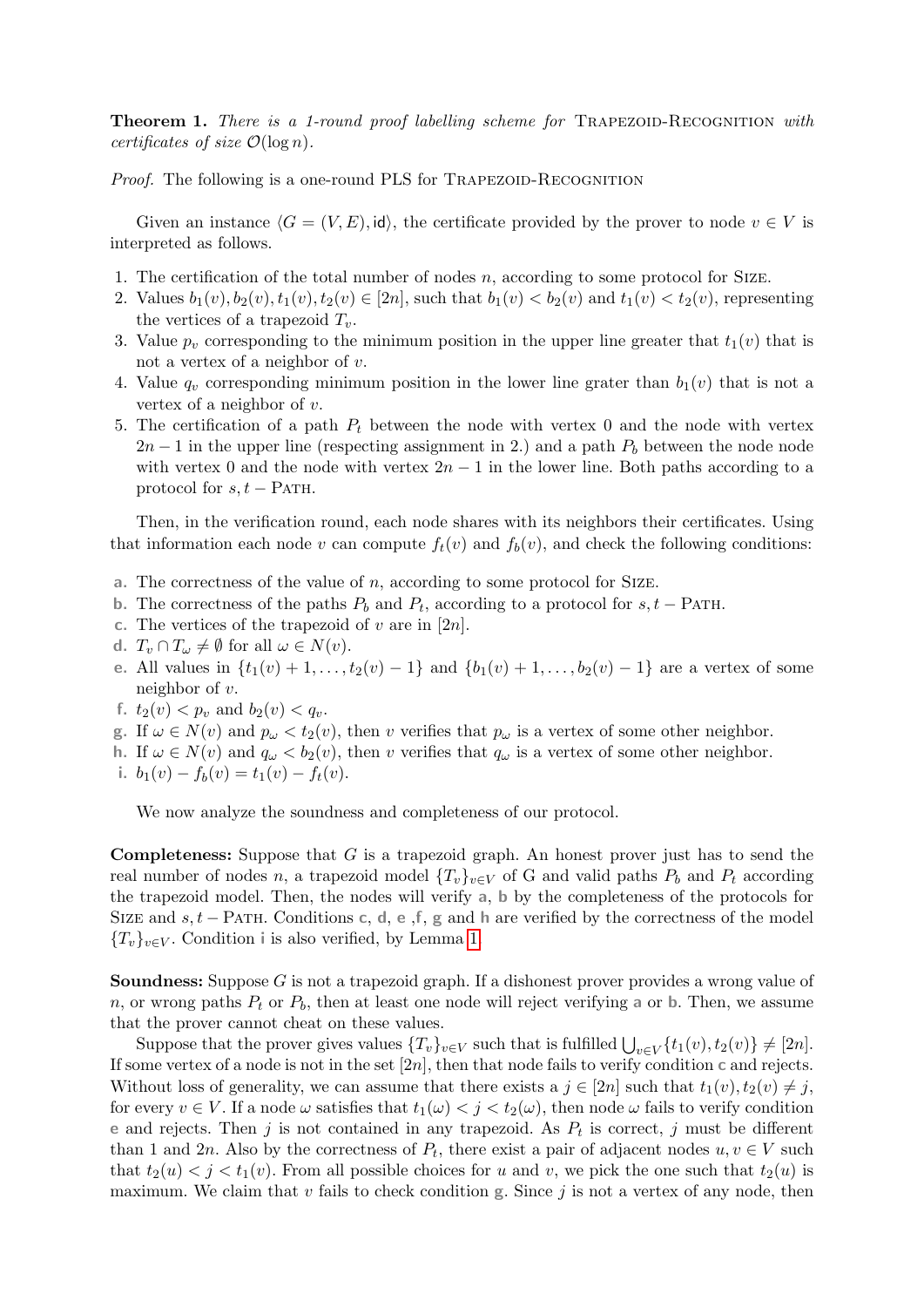**Theorem 1.** *There is a 1-round proof labelling scheme for* Trapezoid-Recognition *with certificates of size* $\mathcal{O}(\log n)$.

*Proof.* The following is a one-round PLS for Trapezoid-Recognition

Given an instance $\langle G = (V, E), \mathsf{id}\rangle$, the certificate provided by the prover to node $v \in V$ is interpreted as follows.

1. The certification of the total number of nodes $n$, according to some protocol for Size.
2. Values $b_1(v), b_2(v), t_1(v), t_2(v) \in [2n]$, such that $b_1(v) < b_2(v)$ and $t_1(v) < t_2(v)$, representing the vertices of a trapezoid $T_v$.
3. Value $p_v$ corresponding to the minimum position in the upper line greater that $t_1(v)$ that is not a vertex of a neighbor of $v$.
4. Value $q_v$ corresponding minimum position in the lower line grater than $b_1(v)$ that is not a vertex of a neighbor of $v$.
5. The certification of a path $P_t$ between the node with vertex 0 and the node with vertex $2n-1$ in the upper line (respecting assignment in 2.) and a path $P_b$ between the node node with vertex 0 and the node with vertex $2n-1$ in the lower line. Both paths according to a protocol for $s,t-$ Path.

Then, in the verification round, each node shares with its neighbors their certificates. Using that information each node $v$ can compute $f_t(v)$ and $f_b(v)$, and check the following conditions:

a. The correctness of the value of $n$, according to some protocol for Size.
b. The correctness of the paths $P_b$ and $P_t$, according to a protocol for $s,t-$ Path.
c. The vertices of the trapezoid of $v$ are in $[2n]$.
d. $T_v \cap T_\omega \neq \emptyset$ for all $\omega \in N(v)$.
e. All values in $\{t_1(v)+1, \dots, t_2(v)-1\}$ and $\{b_1(v)+1, \dots, b_2(v)-1\}$ are a vertex of some neighbor of $v$.
f. $t_2(v) < p_v$ and $b_2(v) < q_v$.
g. If $\omega \in N(v)$ and $p_\omega < t_2(v)$, then $v$ verifies that $p_\omega$ is a vertex of some other neighbor.
h. If $\omega \in N(v)$ and $q_\omega < b_2(v)$, then $v$ verifies that $q_\omega$ is a vertex of some other neighbor.
i. $b_1(v) - f_b(v) = t_1(v) - f_t(v)$.

We now analyze the soundness and completeness of our protocol.

**Completeness:** Suppose that $G$ is a trapezoid graph. An honest prover just has to send the real number of nodes $n$, a trapezoid model $\{T_v\}_{v\in V}$ of G and valid paths $P_b$ and $P_t$ according the trapezoid model. Then, the nodes will verify a, b by the completeness of the protocols for Size and $s,t-$ Path. Conditions c, d, e ,f, g and h are verified by the correctness of the model $\{T_v\}_{v\in V}$. Condition i is also verified, by Lemma 1.

**Soundness:** Suppose $G$ is not a trapezoid graph. If a dishonest prover provides a wrong value of $n$, or wrong paths $P_t$ or $P_b$, then at least one node will reject verifying a or b. Then, we assume that the prover cannot cheat on these values.

Suppose that the prover gives values $\{T_v\}_{v\in V}$ such that is fulfilled $\bigcup_{v\in V}\{t_1(v), t_2(v)\} \neq [2n]$. If some vertex of a node is not in the set $[2n]$, then that node fails to verify condition c and rejects. Without loss of generality, we can assume that there exists a $j \in [2n]$ such that $t_1(v), t_2(v) \neq j$, for every $v \in V$. If a node $\omega$ satisfies that $t_1(\omega) < j < t_2(\omega)$, then node $\omega$ fails to verify condition e and rejects. Then $j$ is not contained in any trapezoid. As $P_t$ is correct, $j$ must be different than 1 and $2n$. Also by the correctness of $P_t$, there exist a pair of adjacent nodes $u, v \in V$ such that $t_2(u) < j < t_1(v)$. From all possible choices for $u$ and $v$, we pick the one such that $t_2(u)$ is maximum. We claim that $v$ fails to check condition g. Since $j$ is not a vertex of any node, then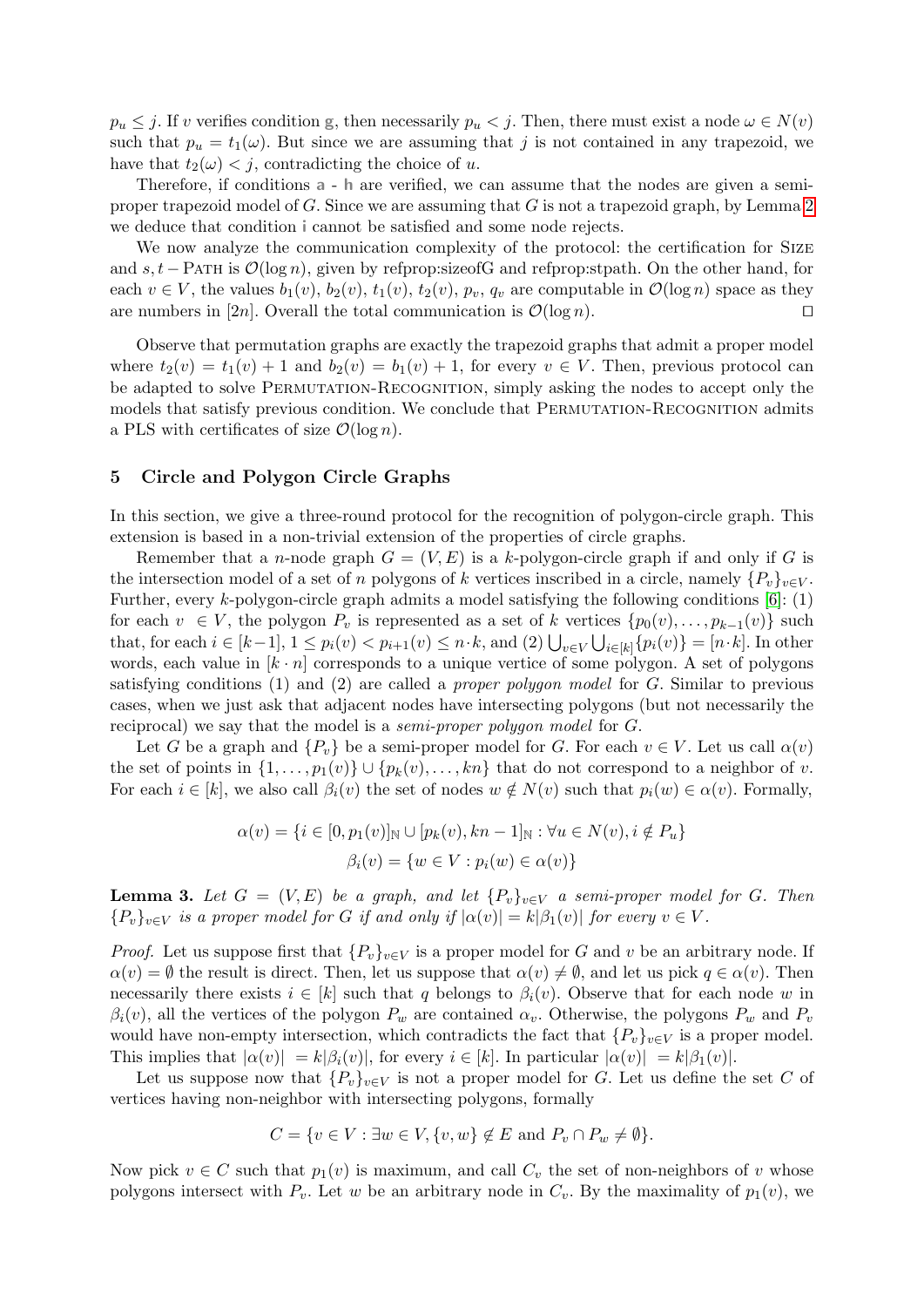$p_u \leq j$. If $v$ verifies condition g, then necessarily $p_u < j$. Then, there must exist a node $\omega \in N(v)$ such that $p_u = t_1(\omega)$. But since we are assuming that $j$ is not contained in any trapezoid, we have that $t_2(\omega) < j$, contradicting the choice of $u$.

Therefore, if conditions a - h are verified, we can assume that the nodes are given a semi-proper trapezoid model of $G$. Since we are assuming that $G$ is not a trapezoid graph, by Lemma 2 we deduce that condition i cannot be satisfied and some node rejects.

We now analyze the communication complexity of the protocol: the certification for Size and $s, t-$Path is $\mathcal{O}(\log n)$, given by refprop:sizeofG and refprop:stpath. On the other hand, for each $v \in V$, the values $b_1(v)$, $b_2(v)$, $t_1(v)$, $t_2(v)$, $p_v$, $q_v$ are computable in $\mathcal{O}(\log n)$ space as they are numbers in $[2n]$. Overall the total communication is $\mathcal{O}(\log n)$. ◻

Observe that permutation graphs are exactly the trapezoid graphs that admit a proper model where $t_2(v) = t_1(v) + 1$ and $b_2(v) = b_1(v) + 1$, for every $v \in V$. Then, previous protocol can be adapted to solve Permutation-Recognition, simply asking the nodes to accept only the models that satisfy previous condition. We conclude that Permutation-Recognition admits a PLS with certificates of size $\mathcal{O}(\log n)$.

## 5 Circle and Polygon Circle Graphs

In this section, we give a three-round protocol for the recognition of polygon-circle graph. This extension is based in a non-trivial extension of the properties of circle graphs.

Remember that a $n$-node graph $G = (V, E)$ is a $k$-polygon-circle graph if and only if $G$ is the intersection model of a set of $n$ polygons of $k$ vertices inscribed in a circle, namely $\{P_v\}_{v \in V}$. Further, every $k$-polygon-circle graph admits a model satisfying the following conditions [6]: (1) for each $v \in V$, the polygon $P_v$ is represented as a set of $k$ vertices $\{p_0(v), \dots, p_{k-1}(v)\}$ such that, for each $i \in [k-1]$, $1 \leq p_i(v) < p_{i+1}(v) \leq n \cdot k$, and (2) $\bigcup_{v \in V} \bigcup_{i \in [k]} \{p_i(v)\} = [n \cdot k]$. In other words, each value in $[k \cdot n]$ corresponds to a unique vertice of some polygon. A set of polygons satisfying conditions (1) and (2) are called a *proper polygon model* for $G$. Similar to previous cases, when we just ask that adjacent nodes have intersecting polygons (but not necessarily the reciprocal) we say that the model is a *semi-proper polygon model* for $G$.

Let $G$ be a graph and $\{P_v\}$ be a semi-proper model for $G$. For each $v \in V$. Let us call $\alpha(v)$ the set of points in $\{1, \dots, p_1(v)\} \cup \{p_k(v), \dots, kn\}$ that do not correspond to a neighbor of $v$. For each $i \in [k]$, we also call $\beta_i(v)$ the set of nodes $w \notin N(v)$ such that $p_i(w) \in \alpha(v)$. Formally,

$$\alpha(v) = \{i \in [0, p_1(v)]_{\mathbb{N}} \cup [p_k(v), kn-1]_{\mathbb{N}} : \forall u \in N(v), i \notin P_u\}$$
$$\beta_i(v) = \{w \in V : p_i(w) \in \alpha(v)\}$$

**Lemma 3.** *Let $G = (V, E)$ be a graph, and let $\{P_v\}_{v \in V}$ a semi-proper model for $G$. Then $\{P_v\}_{v \in V}$ is a proper model for $G$ if and only if $|\alpha(v)| = k|\beta_1(v)|$ for every $v \in V$.*

*Proof.* Let us suppose first that $\{P_v\}_{v \in V}$ is a proper model for $G$ and $v$ be an arbitrary node. If $\alpha(v) = \emptyset$ the result is direct. Then, let us suppose that $\alpha(v) \neq \emptyset$, and let us pick $q \in \alpha(v)$. Then necessarily there exists $i \in [k]$ such that $q$ belongs to $\beta_i(v)$. Observe that for each node $w$ in $\beta_i(v)$, all the vertices of the polygon $P_w$ are contained $\alpha_v$. Otherwise, the polygons $P_w$ and $P_v$ would have non-empty intersection, which contradicts the fact that $\{P_v\}_{v \in V}$ is a proper model. This implies that $|\alpha(v)| = k|\beta_i(v)|$, for every $i \in [k]$. In particular $|\alpha(v)| = k|\beta_1(v)|$.

Let us suppose now that $\{P_v\}_{v \in V}$ is not a proper model for $G$. Let us define the set $C$ of vertices having non-neighbor with intersecting polygons, formally

$$C = \{v \in V : \exists w \in V, \{v, w\} \notin E \text{ and } P_v \cap P_w \neq \emptyset\}.$$

Now pick $v \in C$ such that $p_1(v)$ is maximum, and call $C_v$ the set of non-neighbors of $v$ whose polygons intersect with $P_v$. Let $w$ be an arbitrary node in $C_v$. By the maximality of $p_1(v)$, we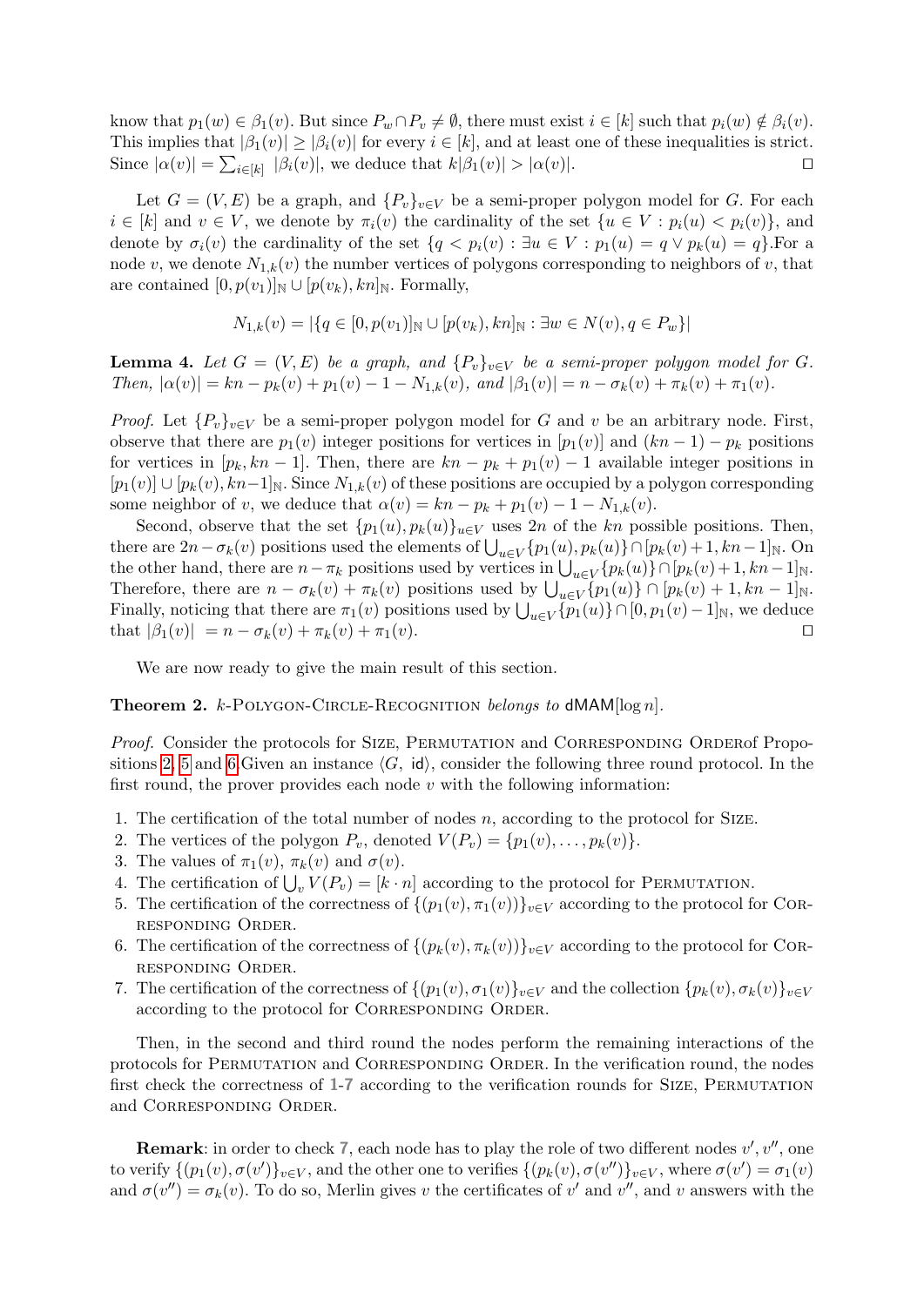know that $p_1(w) \in \beta_1(v)$. But since $P_w \cap P_v \neq \emptyset$, there must exist $i \in [k]$ such that $p_i(w) \notin \beta_i(v)$. This implies that $|\beta_1(v)| \geq |\beta_i(v)|$ for every $i \in [k]$, and at least one of these inequalities is strict. Since $|\alpha(v)| = \sum_{i\in[k]} |\beta_i(v)|$, we deduce that $k|\beta_1(v)| > |\alpha(v)|$. ◻

Let $G = (V, E)$ be a graph, and $\{P_v\}_{v\in V}$ be a semi-proper polygon model for $G$. For each $i \in [k]$ and $v \in V$, we denote by $\pi_i(v)$ the cardinality of the set $\{u \in V : p_i(u) < p_i(v)\}$, and denote by $\sigma_i(v)$ the cardinality of the set $\{q < p_i(v) : \exists u \in V : p_1(u) = q \vee p_k(u) = q\}$.For a node $v$, we denote $N_{1,k}(v)$ the number vertices of polygons corresponding to neighbors of $v$, that are contained $[0, p(v_1)]_{\mathbb{N}} \cup [p(v_k), kn]_{\mathbb{N}}$. Formally,

$$N_{1,k}(v) = |\{q \in [0, p(v_1)]_{\mathbb{N}} \cup [p(v_k), kn]_{\mathbb{N}} : \exists w \in N(v), q \in P_w\}|$$

**Lemma 4.** *Let $G = (V, E)$ be a graph, and $\{P_v\}_{v\in V}$ be a semi-proper polygon model for $G$. Then, $|\alpha(v)| = kn - p_k(v) + p_1(v) - 1 - N_{1,k}(v)$, and $|\beta_1(v)| = n - \sigma_k(v) + \pi_k(v) + \pi_1(v)$.*

*Proof.* Let $\{P_v\}_{v\in V}$ be a semi-proper polygon model for $G$ and $v$ be an arbitrary node. First, observe that there are $p_1(v)$ integer positions for vertices in $[p_1(v)]$ and $(kn - 1) - p_k$ positions for vertices in $[p_k, kn - 1]$. Then, there are $kn - p_k + p_1(v) - 1$ available integer positions in $[p_1(v)] \cup [p_k(v), kn-1]_{\mathbb{N}}$. Since $N_{1,k}(v)$ of these positions are occupied by a polygon corresponding some neighbor of $v$, we deduce that $\alpha(v) = kn - p_k + p_1(v) - 1 - N_{1,k}(v)$.

Second, observe that the set $\{p_1(u), p_k(u)\}_{u\in V}$ uses $2n$ of the $kn$ possible positions. Then, there are $2n - \sigma_k(v)$ positions used the elements of $\bigcup_{u\in V}\{p_1(u), p_k(u)\} \cap [p_k(v)+1, kn-1]_{\mathbb{N}}$. On the other hand, there are $n - \pi_k$ positions used by vertices in $\bigcup_{u\in V}\{p_k(u)\} \cap [p_k(v)+1, kn-1]_{\mathbb{N}}$. Therefore, there are $n - \sigma_k(v) + \pi_k(v)$ positions used by $\bigcup_{u\in V}\{p_1(u)\} \cap [p_k(v) + 1, kn - 1]_{\mathbb{N}}$. Finally, noticing that there are $\pi_1(v)$ positions used by $\bigcup_{u\in V}\{p_1(u)\} \cap [0, p_1(v) - 1]_{\mathbb{N}}$, we deduce that $|\beta_1(v)| = n - \sigma_k(v) + \pi_k(v) + \pi_1(v)$. ◻

We are now ready to give the main result of this section.

**Theorem 2.** *$k$-Polygon-Circle-Recognition belongs to* $\mathsf{dMAM}[\log n]$.

*Proof.* Consider the protocols for Size, Permutation and Corresponding Orderof Propositions 2, 5 and 6.Given an instance $\langle G, \text{id}\rangle$, consider the following three round protocol. In the first round, the prover provides each node $v$ with the following information:

1. The certification of the total number of nodes $n$, according to the protocol for Size.
2. The vertices of the polygon $P_v$, denoted $V(P_v) = \{p_1(v), \ldots, p_k(v)\}$.
3. The values of $\pi_1(v)$, $\pi_k(v)$ and $\sigma(v)$.
4. The certification of $\bigcup_v V(P_v) = [k \cdot n]$ according to the protocol for Permutation.
5. The certification of the correctness of $\{(p_1(v), \pi_1(v))\}_{v\in V}$ according to the protocol for Corresponding Order.
6. The certification of the correctness of $\{(p_k(v), \pi_k(v))\}_{v\in V}$ according to the protocol for Corresponding Order.
7. The certification of the correctness of $\{(p_1(v), \sigma_1(v)\}_{v\in V}$ and the collection $\{p_k(v), \sigma_k(v)\}_{v\in V}$ according to the protocol for Corresponding Order.

Then, in the second and third round the nodes perform the remaining interactions of the protocols for Permutation and Corresponding Order. In the verification round, the nodes first check the correctness of 1-7 according to the verification rounds for Size, Permutation and Corresponding Order.

**Remark**: in order to check 7, each node has to play the role of two different nodes $v', v''$, one to verify $\{(p_1(v), \sigma(v')\}_{v\in V}$, and the other one to verifies $\{(p_k(v), \sigma(v'')\}_{v\in V}$, where $\sigma(v') = \sigma_1(v)$ and $\sigma(v'') = \sigma_k(v)$. To do so, Merlin gives $v$ the certificates of $v'$ and $v''$, and $v$ answers with the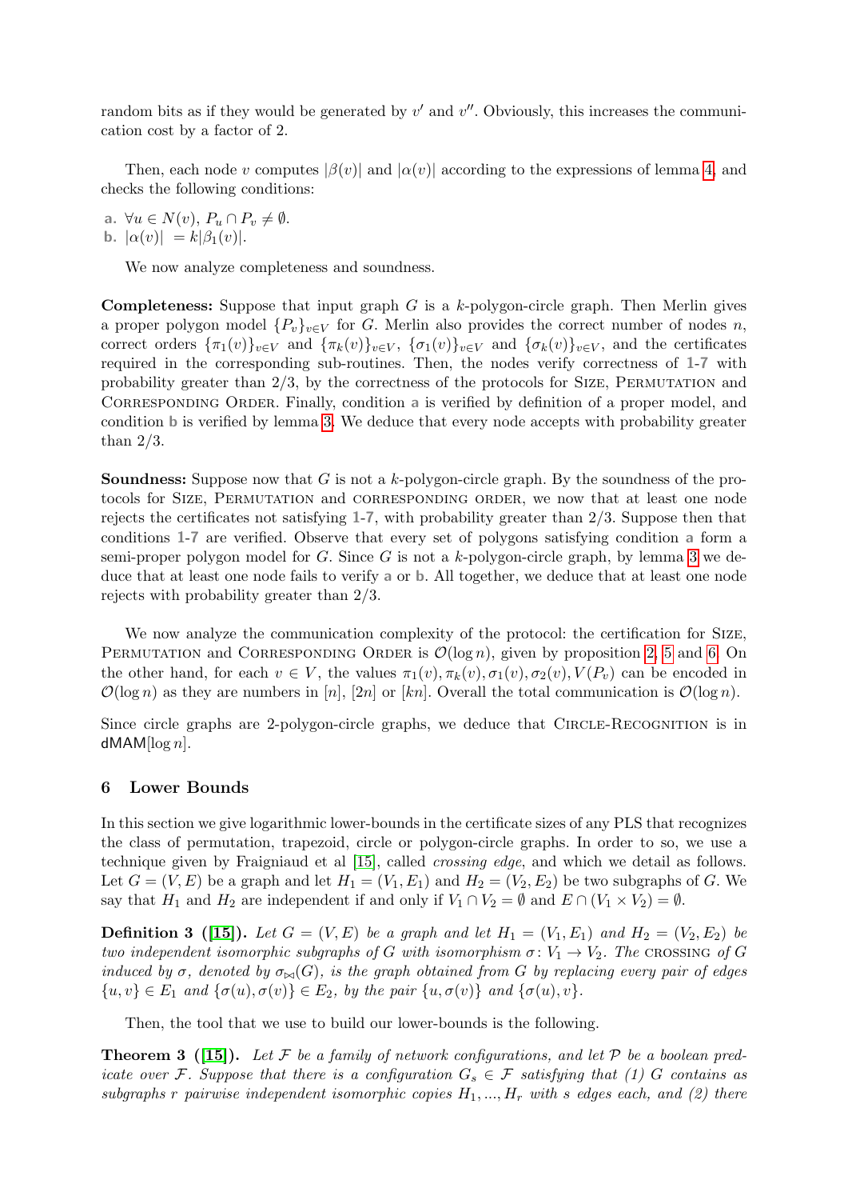random bits as if they would be generated by $v'$ and $v''$. Obviously, this increases the communication cost by a factor of 2.

Then, each node $v$ computes $|\beta(v)|$ and $|\alpha(v)|$ according to the expressions of lemma 4, and checks the following conditions:

**a.** $\forall u \in N(v)$, $P_u \cap P_v \neq \emptyset$.
**b.** $|\alpha(v)| = k|\beta_1(v)|$.

We now analyze completeness and soundness.

**Completeness:** Suppose that input graph $G$ is a $k$-polygon-circle graph. Then Merlin gives a proper polygon model $\{P_v\}_{v\in V}$ for $G$. Merlin also provides the correct number of nodes $n$, correct orders $\{\pi_1(v)\}_{v\in V}$ and $\{\pi_k(v)\}_{v\in V}$, $\{\sigma_1(v)\}_{v\in V}$ and $\{\sigma_k(v)\}_{v\in V}$, and the certificates required in the corresponding sub-routines. Then, the nodes verify correctness of **1-7** with probability greater than 2/3, by the correctness of the protocols for Size, Permutation and Corresponding Order. Finally, condition **a** is verified by definition of a proper model, and condition **b** is verified by lemma 3. We deduce that every node accepts with probability greater than 2/3.

**Soundness:** Suppose now that $G$ is not a $k$-polygon-circle graph. By the soundness of the protocols for Size, Permutation and corresponding order, we now that at least one node rejects the certificates not satisfying **1-7**, with probability greater than 2/3. Suppose then that conditions **1-7** are verified. Observe that every set of polygons satisfying condition **a** form a semi-proper polygon model for $G$. Since $G$ is not a $k$-polygon-circle graph, by lemma 3 we deduce that at least one node fails to verify **a** or **b**. All together, we deduce that at least one node rejects with probability greater than 2/3.

We now analyze the communication complexity of the protocol: the certification for Size, Permutation and Corresponding Order is $\mathcal{O}(\log n)$, given by proposition 2, 5 and 6. On the other hand, for each $v \in V$, the values $\pi_1(v), \pi_k(v), \sigma_1(v), \sigma_2(v), V(P_v)$ can be encoded in $\mathcal{O}(\log n)$ as they are numbers in $[n]$, $[2n]$ or $[kn]$. Overall the total communication is $\mathcal{O}(\log n)$.

Since circle graphs are 2-polygon-circle graphs, we deduce that Circle-Recognition is in $\mathsf{dMAM}[\log n]$.

## 6 Lower Bounds

In this section we give logarithmic lower-bounds in the certificate sizes of any PLS that recognizes the class of permutation, trapezoid, circle or polygon-circle graphs. In order to so, we use a technique given by Fraigniaud et al [15], called *crossing edge*, and which we detail as follows. Let $G = (V, E)$ be a graph and let $H_1 = (V_1, E_1)$ and $H_2 = (V_2, E_2)$ be two subgraphs of $G$. We say that $H_1$ and $H_2$ are independent if and only if $V_1 \cap V_2 = \emptyset$ and $E \cap (V_1 \times V_2) = \emptyset$.

**Definition 3 ([15]).** *Let $G = (V, E)$ be a graph and let $H_1 = (V_1, E_1)$ and $H_2 = (V_2, E_2)$ be two independent isomorphic subgraphs of $G$ with isomorphism $\sigma\colon V_1 \to V_2$. The* crossing *of $G$ induced by $\sigma$, denoted by $\sigma_{\bowtie}(G)$, is the graph obtained from $G$ by replacing every pair of edges $\{u, v\} \in E_1$ and $\{\sigma(u), \sigma(v)\} \in E_2$, by the pair $\{u, \sigma(v)\}$ and $\{\sigma(u), v\}$.*

Then, the tool that we use to build our lower-bounds is the following.

**Theorem 3 ([15]).** *Let $\mathcal{F}$ be a family of network configurations, and let $\mathcal{P}$ be a boolean predicate over $\mathcal{F}$. Suppose that there is a configuration $G_s \in \mathcal{F}$ satisfying that (1) $G$ contains as subgraphs $r$ pairwise independent isomorphic copies $H_1, ..., H_r$ with $s$ edges each, and (2) there*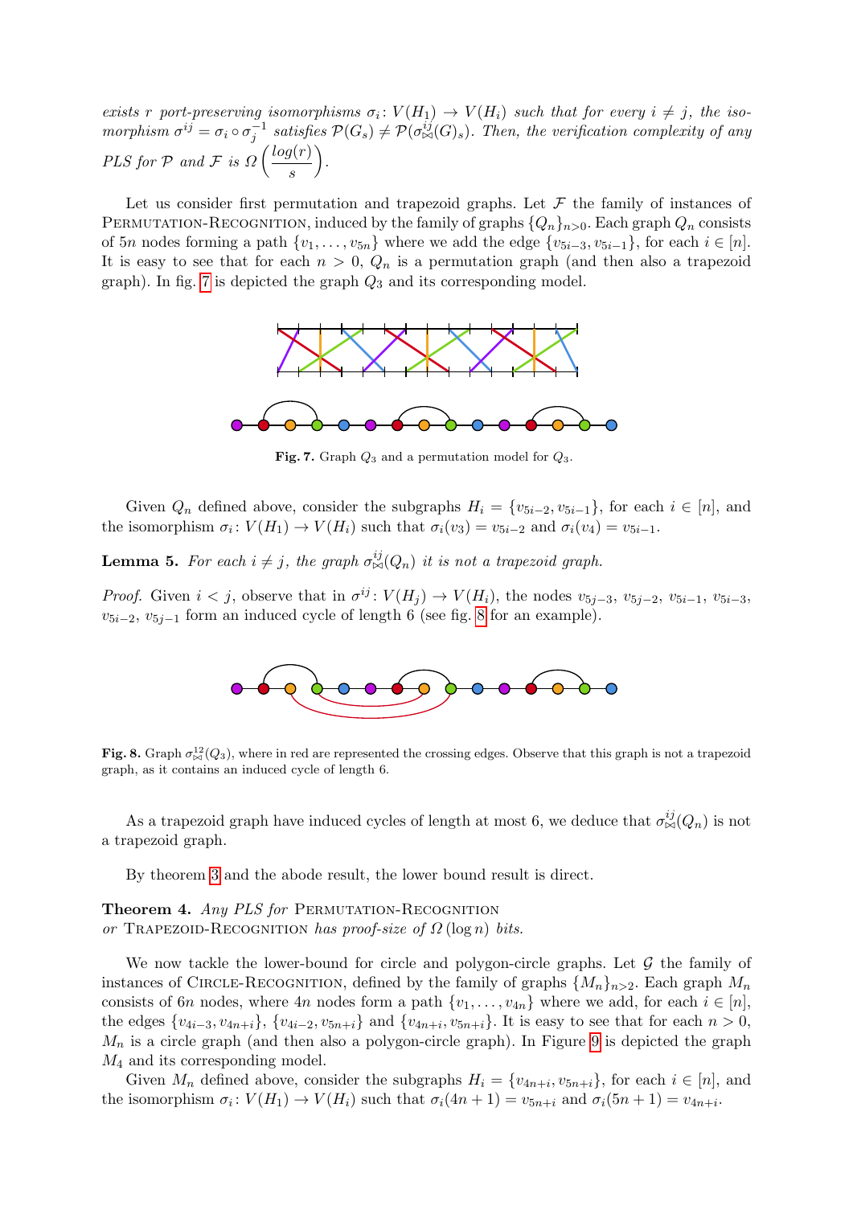*exists r port-preserving isomorphisms $\sigma_i \colon V(H_1) \to V(H_i)$ such that for every $i \neq j$, the isomorphism $\sigma^{ij} = \sigma_i \circ \sigma_j^{-1}$ satisfies $\mathcal{P}(G_s) \neq \mathcal{P}(\sigma^{ij}_{\bowtie}(G)_s)$. Then, the verification complexity of any PLS for $\mathcal{P}$ and $\mathcal{F}$ is $\Omega\left(\frac{log(r)}{s}\right)$.*

Let us consider first permutation and trapezoid graphs. Let $\mathcal{F}$ the family of instances of Permutation-Recognition, induced by the family of graphs $\{Q_n\}_{n>0}$. Each graph $Q_n$ consists of $5n$ nodes forming a path $\{v_1, \dots, v_{5n}\}$ where we add the edge $\{v_{5i-3}, v_{5i-1}\}$, for each $i \in [n]$. It is easy to see that for each $n > 0$, $Q_n$ is a permutation graph (and then also a trapezoid graph). In fig. 7 is depicted the graph $Q_3$ and its corresponding model.

**Fig. 7.** Graph $Q_3$ and a permutation model for $Q_3$.

Given $Q_n$ defined above, consider the subgraphs $H_i = \{v_{5i-2}, v_{5i-1}\}$, for each $i \in [n]$, and the isomorphism $\sigma_i \colon V(H_1) \to V(H_i)$ such that $\sigma_i(v_3) = v_{5i-2}$ and $\sigma_i(v_4) = v_{5i-1}$.

**Lemma 5.** *For each $i \neq j$, the graph $\sigma^{ij}_{\bowtie}(Q_n)$ it is not a trapezoid graph.*

*Proof.* Given $i < j$, observe that in $\sigma^{ij} \colon V(H_j) \to V(H_i)$, the nodes $v_{5j-3}$, $v_{5j-2}$, $v_{5i-1}$, $v_{5i-3}$, $v_{5i-2}$, $v_{5j-1}$ form an induced cycle of length 6 (see fig. 8 for an example).

**Fig. 8.** Graph $\sigma^{12}_{\bowtie}(Q_3)$, where in red are represented the crossing edges. Observe that this graph is not a trapezoid graph, as it contains an induced cycle of length 6.

As a trapezoid graph have induced cycles of length at most 6, we deduce that $\sigma^{ij}_{\bowtie}(Q_n)$ is not a trapezoid graph.

By theorem 3 and the abode result, the lower bound result is direct.

**Theorem 4.** *Any PLS for* Permutation-Recognition *or* Trapezoid-Recognition *has proof-size of $\Omega(\log n)$ bits.*

We now tackle the lower-bound for circle and polygon-circle graphs. Let $\mathcal{G}$ the family of instances of Circle-Recognition, defined by the family of graphs $\{M_n\}_{n>2}$. Each graph $M_n$ consists of $6n$ nodes, where $4n$ nodes form a path $\{v_1, \dots, v_{4n}\}$ where we add, for each $i \in [n]$, the edges $\{v_{4i-3}, v_{4n+i}\}$, $\{v_{4i-2}, v_{5n+i}\}$ and $\{v_{4n+i}, v_{5n+i}\}$. It is easy to see that for each $n > 0$, $M_n$ is a circle graph (and then also a polygon-circle graph). In Figure 9 is depicted the graph $M_4$ and its corresponding model.

Given $M_n$ defined above, consider the subgraphs $H_i = \{v_{4n+i}, v_{5n+i}\}$, for each $i \in [n]$, and the isomorphism $\sigma_i \colon V(H_1) \to V(H_i)$ such that $\sigma_i(4n+1) = v_{5n+i}$ and $\sigma_i(5n+1) = v_{4n+i}$.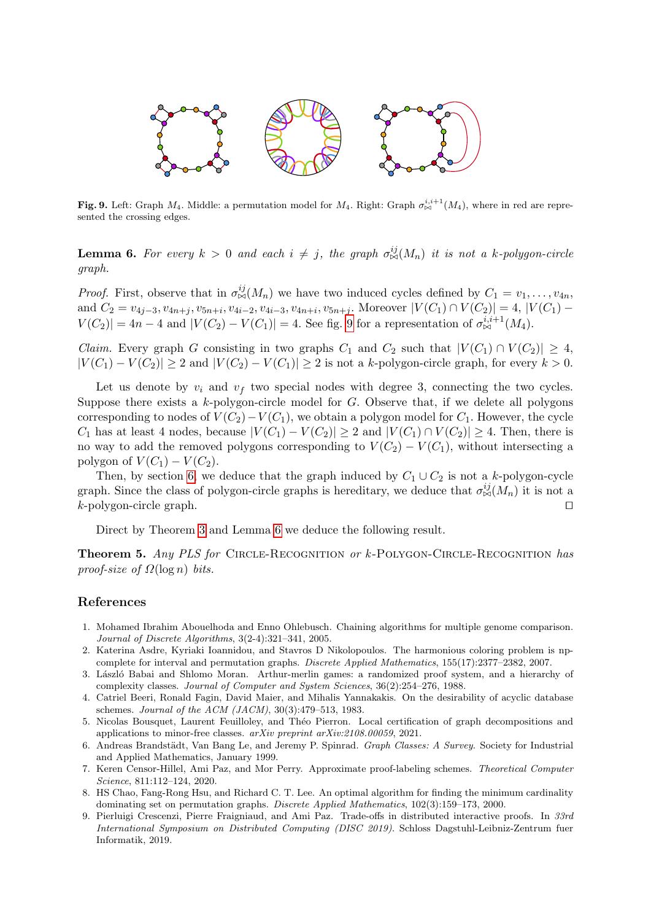**Fig. 9.** Left: Graph $M_4$. Middle: a permutation model for $M_4$. Right: Graph $\sigma_{\bowtie}^{i,i+1}(M_4)$, where in red are represented the crossing edges.

**Lemma 6.** *For every $k > 0$ and each $i \neq j$, the graph $\sigma_{\bowtie}^{ij}(M_n)$ it is not a k-polygon-circle graph.*

*Proof.* First, observe that in $\sigma_{\bowtie}^{ij}(M_n)$ we have two induced cycles defined by $C_1 = v_1, \ldots, v_{4n}$, and $C_2 = v_{4j-3}, v_{4n+j}, v_{5n+i}, v_{4i-2}, v_{4i-3}, v_{4n+i}, v_{5n+j}$. Moreover $|V(C_1) \cap V(C_2)| = 4$, $|V(C_1) - V(C_2)| = 4n - 4$ and $|V(C_2) - V(C_1)| = 4$. See fig. 9 for a representation of $\sigma_{\bowtie}^{i,i+1}(M_4)$.

*Claim.* Every graph $G$ consisting in two graphs $C_1$ and $C_2$ such that $|V(C_1) \cap V(C_2)| \geq 4$, $|V(C_1) - V(C_2)| \geq 2$ and $|V(C_2) - V(C_1)| \geq 2$ is not a $k$-polygon-circle graph, for every $k > 0$.

Let us denote by $v_i$ and $v_f$ two special nodes with degree 3, connecting the two cycles. Suppose there exists a $k$-polygon-circle model for $G$. Observe that, if we delete all polygons corresponding to nodes of $V(C_2) - V(C_1)$, we obtain a polygon model for $C_1$. However, the cycle $C_1$ has at least 4 nodes, because $|V(C_1) - V(C_2)| \geq 2$ and $|V(C_1) \cap V(C_2)| \geq 4$. Then, there is no way to add the removed polygons corresponding to $V(C_2) - V(C_1)$, without intersecting a polygon of $V(C_1) - V(C_2)$.

Then, by section 6, we deduce that the graph induced by $C_1 \cup C_2$ is not a $k$-polygon-cycle graph. Since the class of polygon-circle graphs is hereditary, we deduce that $\sigma_{\bowtie}^{ij}(M_n)$ it is not a $k$-polygon-circle graph. ◻

Direct by Theorem 3 and Lemma 6 we deduce the following result.

**Theorem 5.** *Any PLS for* Circle-Recognition *or k*-Polygon-Circle-Recognition *has proof-size of $\Omega(\log n)$ bits.*

## References

1. Mohamed Ibrahim Abouelhoda and Enno Ohlebusch. Chaining algorithms for multiple genome comparison. *Journal of Discrete Algorithms*, 3(2-4):321–341, 2005.
2. Katerina Asdre, Kyriaki Ioannidou, and Stavros D Nikolopoulos. The harmonious coloring problem is np-complete for interval and permutation graphs. *Discrete Applied Mathematics*, 155(17):2377–2382, 2007.
3. László Babai and Shlomo Moran. Arthur-merlin games: a randomized proof system, and a hierarchy of complexity classes. *Journal of Computer and System Sciences*, 36(2):254–276, 1988.
4. Catriel Beeri, Ronald Fagin, David Maier, and Mihalis Yannakakis. On the desirability of acyclic database schemes. *Journal of the ACM (JACM)*, 30(3):479–513, 1983.
5. Nicolas Bousquet, Laurent Feuilloley, and Théo Pierron. Local certification of graph decompositions and applications to minor-free classes. *arXiv preprint arXiv:2108.00059*, 2021.
6. Andreas Brandstädt, Van Bang Le, and Jeremy P. Spinrad. *Graph Classes: A Survey*. Society for Industrial and Applied Mathematics, January 1999.
7. Keren Censor-Hillel, Ami Paz, and Mor Perry. Approximate proof-labeling schemes. *Theoretical Computer Science*, 811:112–124, 2020.
8. HS Chao, Fang-Rong Hsu, and Richard C. T. Lee. An optimal algorithm for finding the minimum cardinality dominating set on permutation graphs. *Discrete Applied Mathematics*, 102(3):159–173, 2000.
9. Pierluigi Crescenzi, Pierre Fraigniaud, and Ami Paz. Trade-offs in distributed interactive proofs. In *33rd International Symposium on Distributed Computing (DISC 2019)*. Schloss Dagstuhl-Leibniz-Zentrum fuer Informatik, 2019.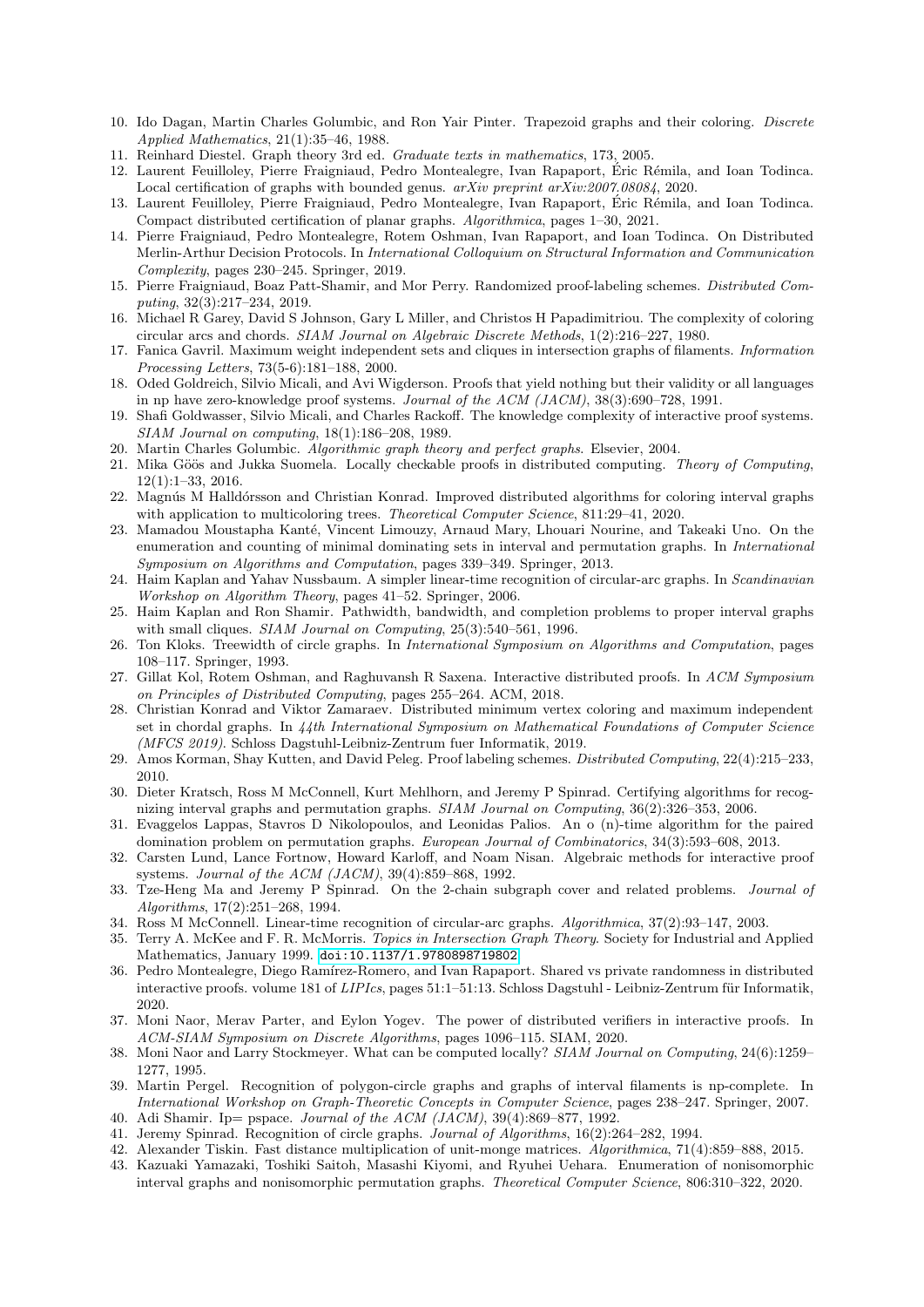10. Ido Dagan, Martin Charles Golumbic, and Ron Yair Pinter. Trapezoid graphs and their coloring. *Discrete Applied Mathematics*, 21(1):35–46, 1988.
11. Reinhard Diestel. Graph theory 3rd ed. *Graduate texts in mathematics*, 173, 2005.
12. Laurent Feuilloley, Pierre Fraigniaud, Pedro Montealegre, Ivan Rapaport, Éric Rémila, and Ioan Todinca. Local certification of graphs with bounded genus. *arXiv preprint arXiv:2007.08084*, 2020.
13. Laurent Feuilloley, Pierre Fraigniaud, Pedro Montealegre, Ivan Rapaport, Éric Rémila, and Ioan Todinca. Compact distributed certification of planar graphs. *Algorithmica*, pages 1–30, 2021.
14. Pierre Fraigniaud, Pedro Montealegre, Rotem Oshman, Ivan Rapaport, and Ioan Todinca. On Distributed Merlin-Arthur Decision Protocols. In *International Colloquium on Structural Information and Communication Complexity*, pages 230–245. Springer, 2019.
15. Pierre Fraigniaud, Boaz Patt-Shamir, and Mor Perry. Randomized proof-labeling schemes. *Distributed Computing*, 32(3):217–234, 2019.
16. Michael R Garey, David S Johnson, Gary L Miller, and Christos H Papadimitriou. The complexity of coloring circular arcs and chords. *SIAM Journal on Algebraic Discrete Methods*, 1(2):216–227, 1980.
17. Fanica Gavril. Maximum weight independent sets and cliques in intersection graphs of filaments. *Information Processing Letters*, 73(5-6):181–188, 2000.
18. Oded Goldreich, Silvio Micali, and Avi Wigderson. Proofs that yield nothing but their validity or all languages in np have zero-knowledge proof systems. *Journal of the ACM (JACM)*, 38(3):690–728, 1991.
19. Shafi Goldwasser, Silvio Micali, and Charles Rackoff. The knowledge complexity of interactive proof systems. *SIAM Journal on computing*, 18(1):186–208, 1989.
20. Martin Charles Golumbic. *Algorithmic graph theory and perfect graphs*. Elsevier, 2004.
21. Mika Göös and Jukka Suomela. Locally checkable proofs in distributed computing. *Theory of Computing*, 12(1):1–33, 2016.
22. Magnús M Halldórsson and Christian Konrad. Improved distributed algorithms for coloring interval graphs with application to multicoloring trees. *Theoretical Computer Science*, 811:29–41, 2020.
23. Mamadou Moustapha Kanté, Vincent Limouzy, Arnaud Mary, Lhouari Nourine, and Takeaki Uno. On the enumeration and counting of minimal dominating sets in interval and permutation graphs. In *International Symposium on Algorithms and Computation*, pages 339–349. Springer, 2013.
24. Haim Kaplan and Yahav Nussbaum. A simpler linear-time recognition of circular-arc graphs. In *Scandinavian Workshop on Algorithm Theory*, pages 41–52. Springer, 2006.
25. Haim Kaplan and Ron Shamir. Pathwidth, bandwidth, and completion problems to proper interval graphs with small cliques. *SIAM Journal on Computing*, 25(3):540–561, 1996.
26. Ton Kloks. Treewidth of circle graphs. In *International Symposium on Algorithms and Computation*, pages 108–117. Springer, 1993.
27. Gillat Kol, Rotem Oshman, and Raghuvansh R Saxena. Interactive distributed proofs. In *ACM Symposium on Principles of Distributed Computing*, pages 255–264. ACM, 2018.
28. Christian Konrad and Viktor Zamaraev. Distributed minimum vertex coloring and maximum independent set in chordal graphs. In *44th International Symposium on Mathematical Foundations of Computer Science (MFCS 2019)*. Schloss Dagstuhl-Leibniz-Zentrum fuer Informatik, 2019.
29. Amos Korman, Shay Kutten, and David Peleg. Proof labeling schemes. *Distributed Computing*, 22(4):215–233, 2010.
30. Dieter Kratsch, Ross M McConnell, Kurt Mehlhorn, and Jeremy P Spinrad. Certifying algorithms for recognizing interval graphs and permutation graphs. *SIAM Journal on Computing*, 36(2):326–353, 2006.
31. Evaggelos Lappas, Stavros D Nikolopoulos, and Leonidas Palios. An o (n)-time algorithm for the paired domination problem on permutation graphs. *European Journal of Combinatorics*, 34(3):593–608, 2013.
32. Carsten Lund, Lance Fortnow, Howard Karloff, and Noam Nisan. Algebraic methods for interactive proof systems. *Journal of the ACM (JACM)*, 39(4):859–868, 1992.
33. Tze-Heng Ma and Jeremy P Spinrad. On the 2-chain subgraph cover and related problems. *Journal of Algorithms*, 17(2):251–268, 1994.
34. Ross M McConnell. Linear-time recognition of circular-arc graphs. *Algorithmica*, 37(2):93–147, 2003.
35. Terry A. McKee and F. R. McMorris. *Topics in Intersection Graph Theory*. Society for Industrial and Applied Mathematics, January 1999. doi:10.1137/1.9780898719802.
36. Pedro Montealegre, Diego Ramírez-Romero, and Ivan Rapaport. Shared vs private randomness in distributed interactive proofs. volume 181 of *LIPIcs*, pages 51:1–51:13. Schloss Dagstuhl - Leibniz-Zentrum für Informatik, 2020.
37. Moni Naor, Merav Parter, and Eylon Yogev. The power of distributed verifiers in interactive proofs. In *ACM-SIAM Symposium on Discrete Algorithms*, pages 1096–115. SIAM, 2020.
38. Moni Naor and Larry Stockmeyer. What can be computed locally? *SIAM Journal on Computing*, 24(6):1259–1277, 1995.
39. Martin Pergel. Recognition of polygon-circle graphs and graphs of interval filaments is np-complete. In *International Workshop on Graph-Theoretic Concepts in Computer Science*, pages 238–247. Springer, 2007.
40. Adi Shamir. Ip= pspace. *Journal of the ACM (JACM)*, 39(4):869–877, 1992.
41. Jeremy Spinrad. Recognition of circle graphs. *Journal of Algorithms*, 16(2):264–282, 1994.
42. Alexander Tiskin. Fast distance multiplication of unit-monge matrices. *Algorithmica*, 71(4):859–888, 2015.
43. Kazuaki Yamazaki, Toshiki Saitoh, Masashi Kiyomi, and Ryuhei Uehara. Enumeration of nonisomorphic interval graphs and nonisomorphic permutation graphs. *Theoretical Computer Science*, 806:310–322, 2020.